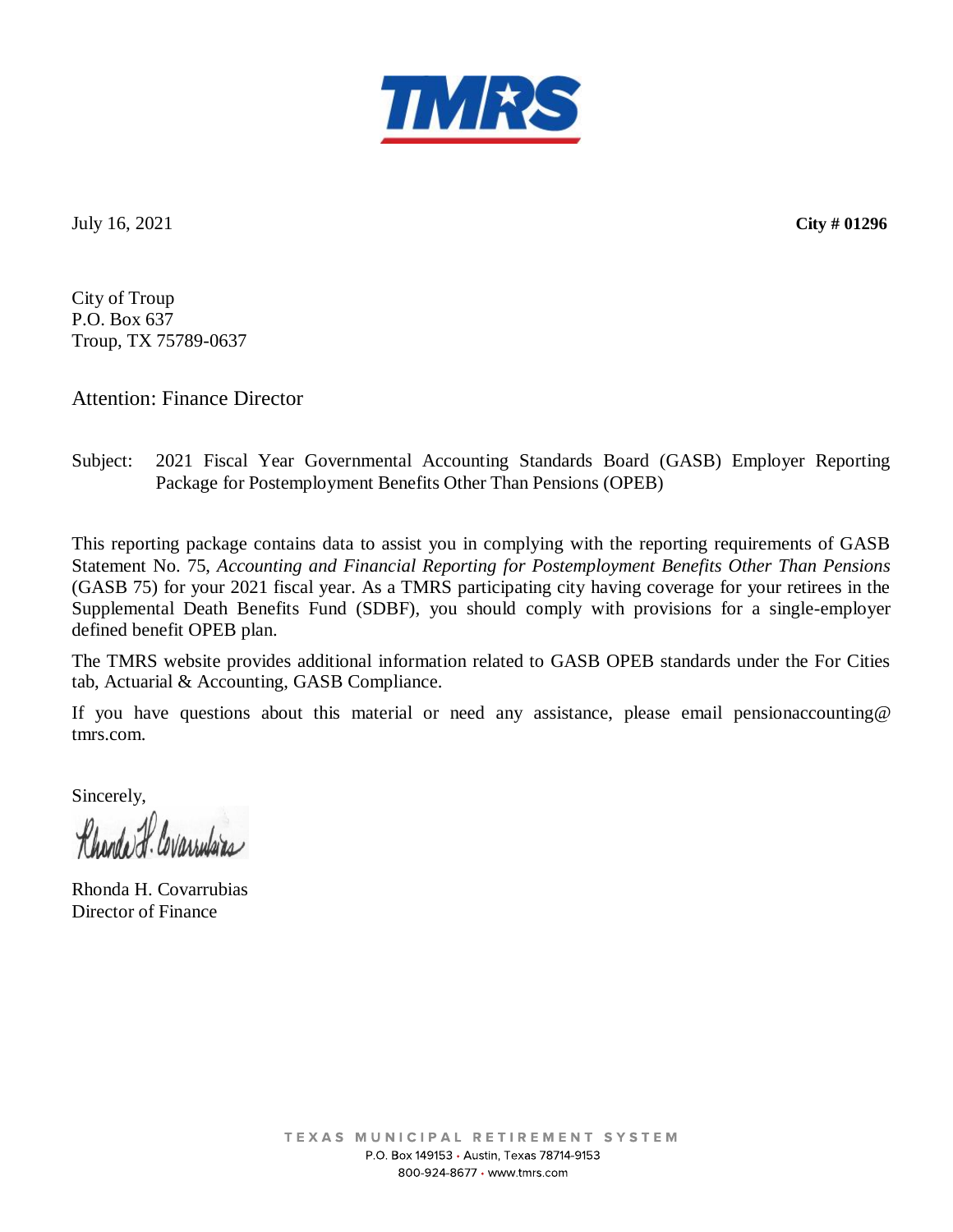**TMRS**

July 16, 2021 **City # 01296**

City of Troup
P.O. Box 637
Troup, TX 75789-0637

Attention: Finance Director

Subject: 2021 Fiscal Year Governmental Accounting Standards Board (GASB) Employer Reporting Package for Postemployment Benefits Other Than Pensions (OPEB)

This reporting package contains data to assist you in complying with the reporting requirements of GASB Statement No. 75, *Accounting and Financial Reporting for Postemployment Benefits Other Than Pensions* (GASB 75) for your 2021 fiscal year. As a TMRS participating city having coverage for your retirees in the Supplemental Death Benefits Fund (SDBF), you should comply with provisions for a single-employer defined benefit OPEB plan.

The TMRS website provides additional information related to GASB OPEB standards under the For Cities tab, Actuarial & Accounting, GASB Compliance.

If you have questions about this material or need any assistance, please email pensionaccounting@tmrs.com.

Sincerely,

Rhonda H. Covarrubias
Director of Finance

TEXAS MUNICIPAL RETIREMENT SYSTEM
P.O. Box 149153 • Austin, Texas 78714-9153
800-924-8677 • www.tmrs.com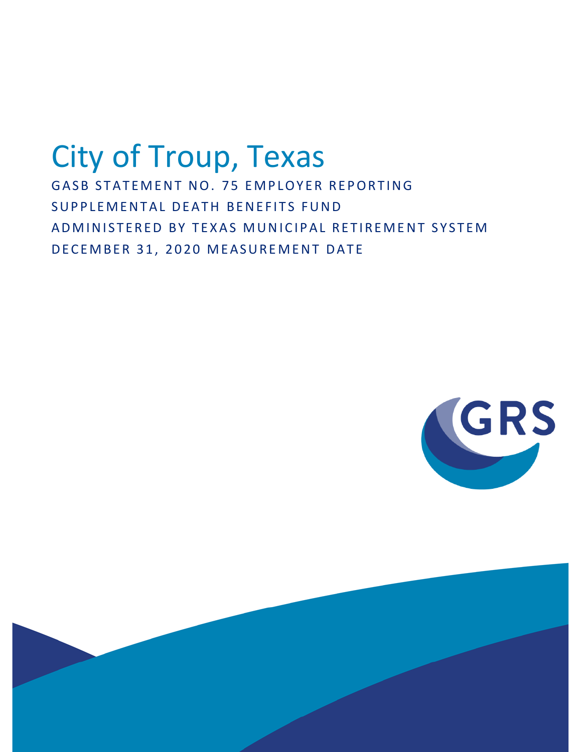# City of Troup, Texas

GASB STATEMENT NO. 75 EMPLOYER REPORTING

SUPPLEMENTAL DEATH BENEFITS FUND

ADMINISTERED BY TEXAS MUNICIPAL RETIREMENT SYSTEM

DECEMBER 31, 2020 MEASUREMENT DATE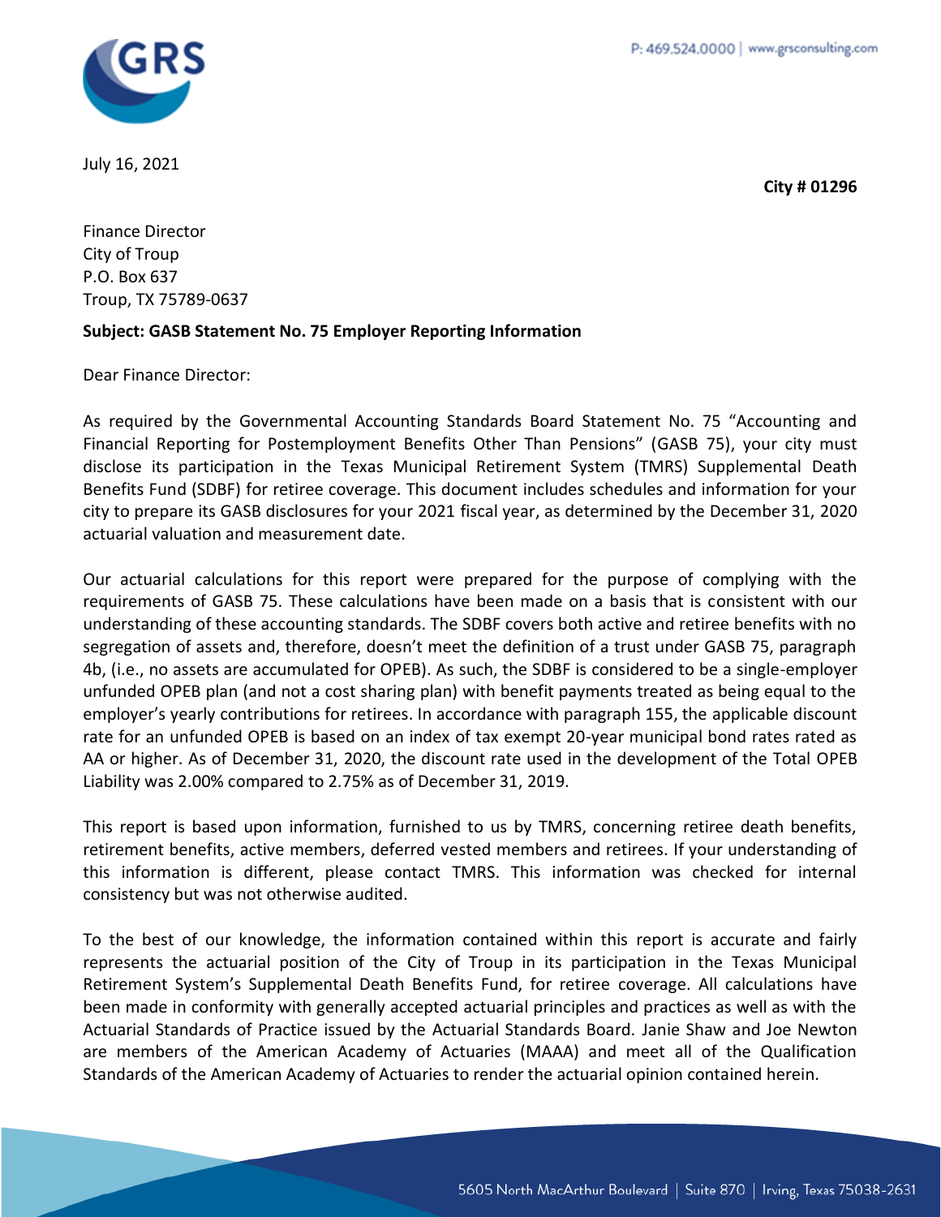July 16, 2021

**City # 01296**

Finance Director
City of Troup
P.O. Box 637
Troup, TX 75789-0637

**Subject: GASB Statement No. 75 Employer Reporting Information**

Dear Finance Director:

As required by the Governmental Accounting Standards Board Statement No. 75 "Accounting and Financial Reporting for Postemployment Benefits Other Than Pensions" (GASB 75), your city must disclose its participation in the Texas Municipal Retirement System (TMRS) Supplemental Death Benefits Fund (SDBF) for retiree coverage. This document includes schedules and information for your city to prepare its GASB disclosures for your 2021 fiscal year, as determined by the December 31, 2020 actuarial valuation and measurement date.

Our actuarial calculations for this report were prepared for the purpose of complying with the requirements of GASB 75. These calculations have been made on a basis that is consistent with our understanding of these accounting standards. The SDBF covers both active and retiree benefits with no segregation of assets and, therefore, doesn't meet the definition of a trust under GASB 75, paragraph 4b, (i.e., no assets are accumulated for OPEB). As such, the SDBF is considered to be a single-employer unfunded OPEB plan (and not a cost sharing plan) with benefit payments treated as being equal to the employer's yearly contributions for retirees. In accordance with paragraph 155, the applicable discount rate for an unfunded OPEB is based on an index of tax exempt 20-year municipal bond rates rated as AA or higher. As of December 31, 2020, the discount rate used in the development of the Total OPEB Liability was 2.00% compared to 2.75% as of December 31, 2019.

This report is based upon information, furnished to us by TMRS, concerning retiree death benefits, retirement benefits, active members, deferred vested members and retirees. If your understanding of this information is different, please contact TMRS. This information was checked for internal consistency but was not otherwise audited.

To the best of our knowledge, the information contained within this report is accurate and fairly represents the actuarial position of the City of Troup in its participation in the Texas Municipal Retirement System's Supplemental Death Benefits Fund, for retiree coverage. All calculations have been made in conformity with generally accepted actuarial principles and practices as well as with the Actuarial Standards of Practice issued by the Actuarial Standards Board. Janie Shaw and Joe Newton are members of the American Academy of Actuaries (MAAA) and meet all of the Qualification Standards of the American Academy of Actuaries to render the actuarial opinion contained herein.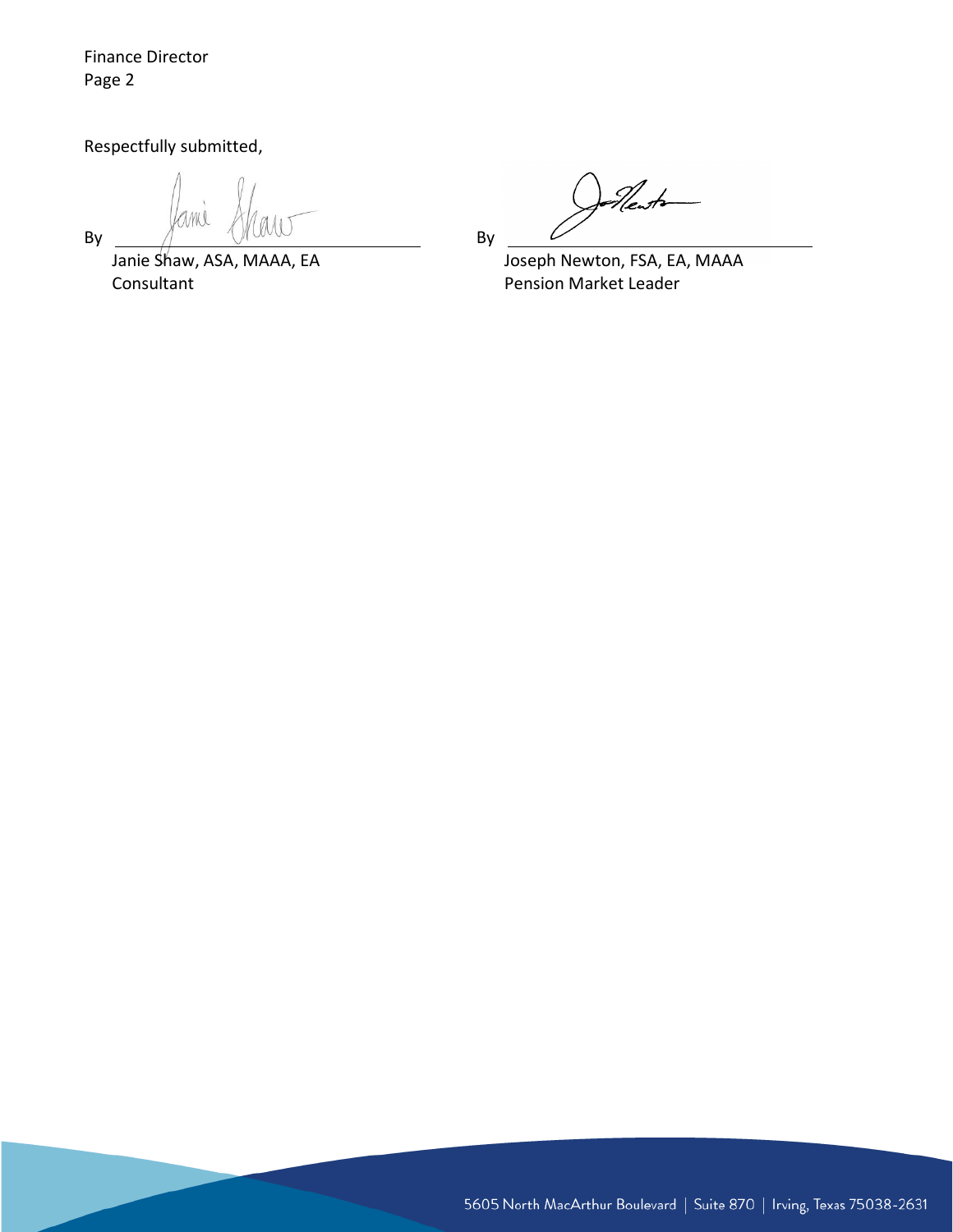Respectfully submitted,

By ______________________________
Janie Shaw, ASA, MAAA, EA
Consultant

By ______________________________
Joseph Newton, FSA, EA, MAAA
Pension Market Leader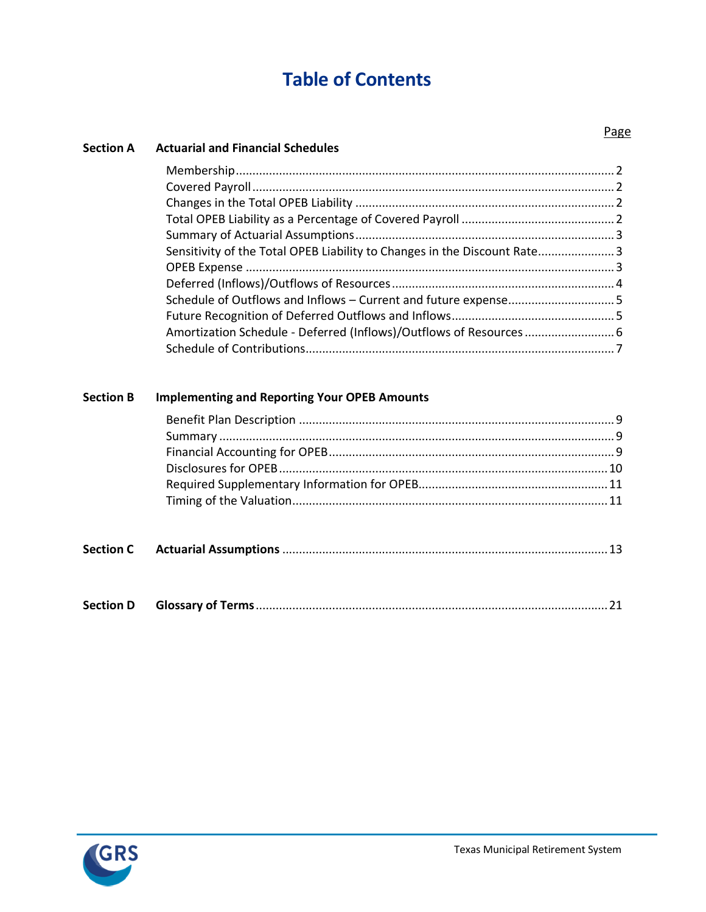# Table of Contents

| | | Page |
|---|---|---|
| **Section A** | **Actuarial and Financial Schedules** | |
| | Membership | 2 |
| | Covered Payroll | 2 |
| | Changes in the Total OPEB Liability | 2 |
| | Total OPEB Liability as a Percentage of Covered Payroll | 2 |
| | Summary of Actuarial Assumptions | 3 |
| | Sensitivity of the Total OPEB Liability to Changes in the Discount Rate | 3 |
| | OPEB Expense | 3 |
| | Deferred (Inflows)/Outflows of Resources | 4 |
| | Schedule of Outflows and Inflows – Current and future expense | 5 |
| | Future Recognition of Deferred Outflows and Inflows | 5 |
| | Amortization Schedule - Deferred (Inflows)/Outflows of Resources | 6 |
| | Schedule of Contributions | 7 |
| **Section B** | **Implementing and Reporting Your OPEB Amounts** | |
| | Benefit Plan Description | 9 |
| | Summary | 9 |
| | Financial Accounting for OPEB | 9 |
| | Disclosures for OPEB | 10 |
| | Required Supplementary Information for OPEB | 11 |
| | Timing of the Valuation | 11 |
| **Section C** | **Actuarial Assumptions** | 13 |
| **Section D** | **Glossary of Terms** | 21 |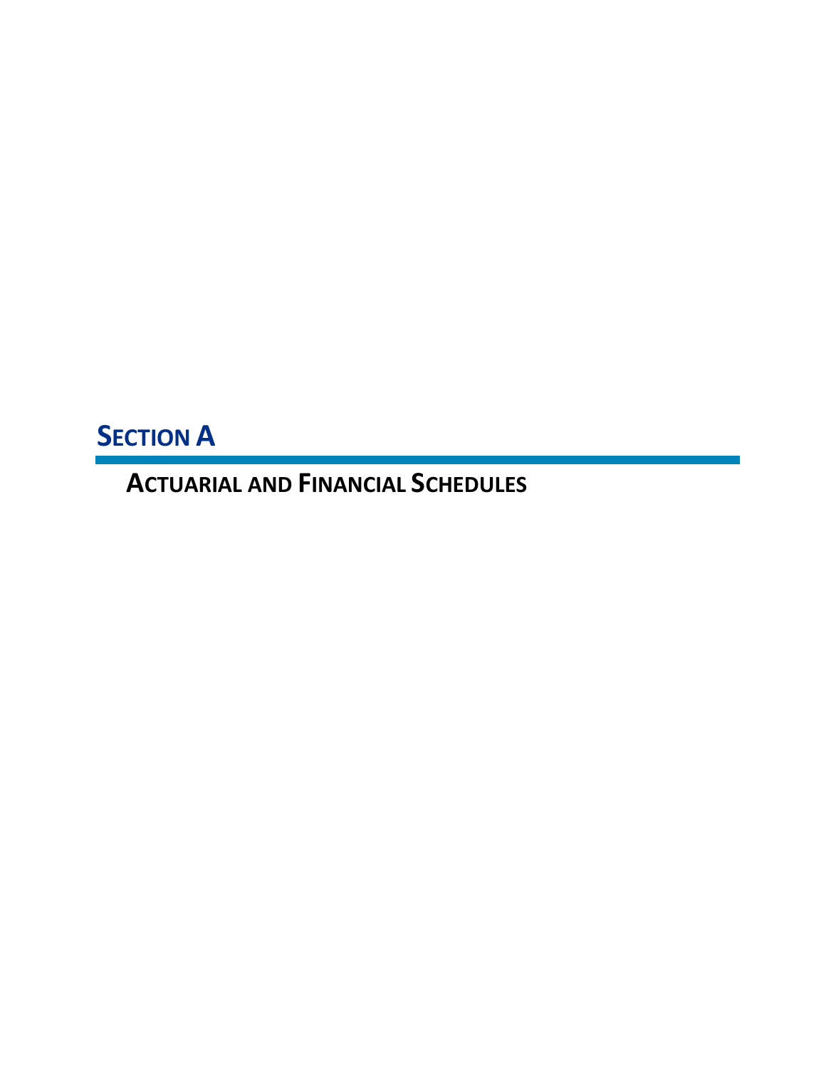# SECTION A

## ACTUARIAL AND FINANCIAL SCHEDULES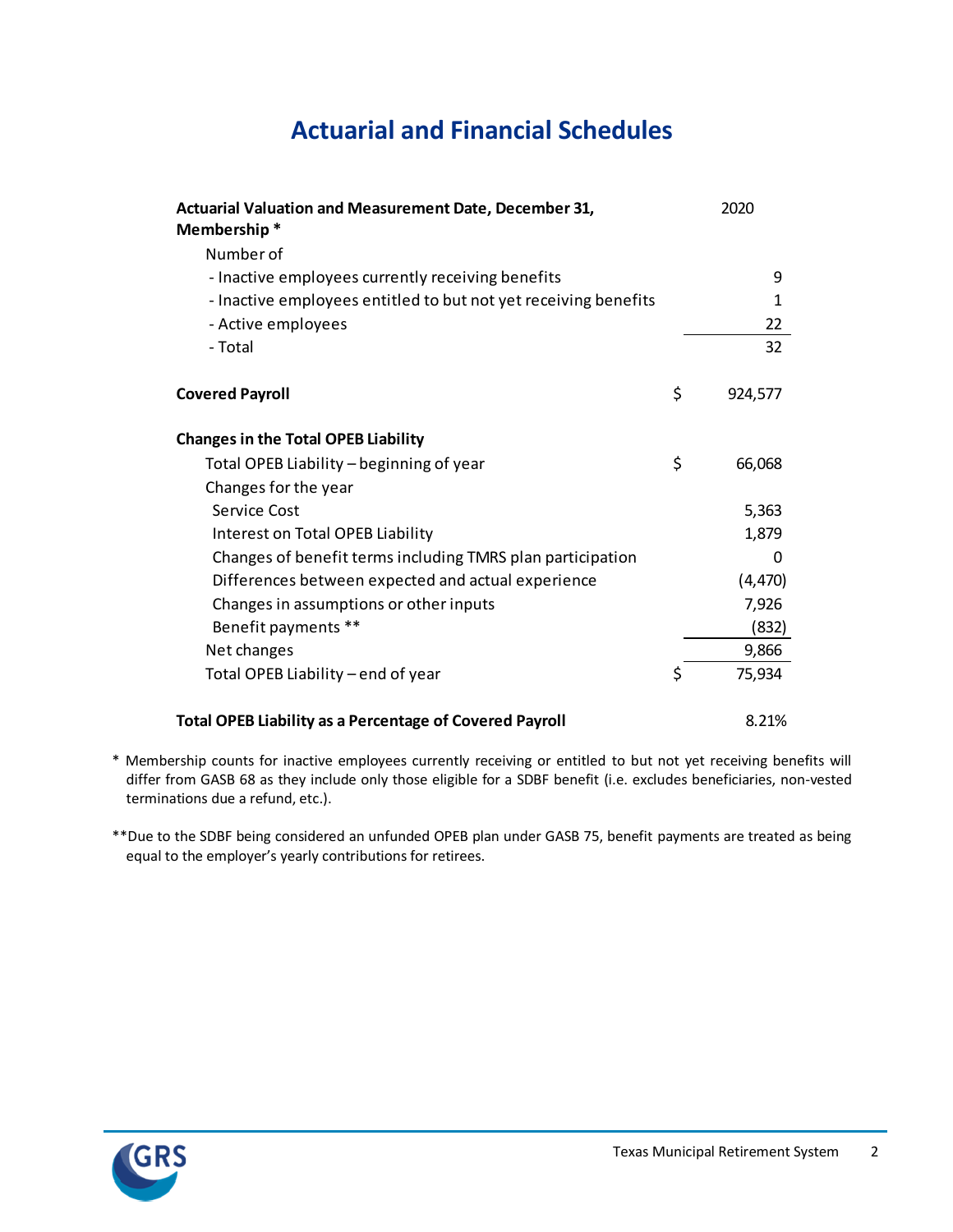# Actuarial and Financial Schedules

| Actuarial Valuation and Measurement Date, December 31, | | 2020 |
|---|---|---|
| **Membership** * | | |
| Number of | | |
| - Inactive employees currently receiving benefits | | 9 |
| - Inactive employees entitled to but not yet receiving benefits | | 1 |
| - Active employees | | 22 |
| - Total | | 32 |
| | | |
| **Covered Payroll** | $ | 924,577 |
| | | |
| **Changes in the Total OPEB Liability** | | |
| Total OPEB Liability – beginning of year | $ | 66,068 |
| Changes for the year | | |
| Service Cost | | 5,363 |
| Interest on Total OPEB Liability | | 1,879 |
| Changes of benefit terms including TMRS plan participation | | 0 |
| Differences between expected and actual experience | | (4,470) |
| Changes in assumptions or other inputs | | 7,926 |
| Benefit payments ** | | (832) |
| Net changes | | 9,866 |
| Total OPEB Liability – end of year | $ | 75,934 |
| | | |
| **Total OPEB Liability as a Percentage of Covered Payroll** | | 8.21% |

\* Membership counts for inactive employees currently receiving or entitled to but not yet receiving benefits will differ from GASB 68 as they include only those eligible for a SDBF benefit (i.e. excludes beneficiaries, non-vested terminations due a refund, etc.).

** Due to the SDBF being considered an unfunded OPEB plan under GASB 75, benefit payments are treated as being equal to the employer's yearly contributions for retirees.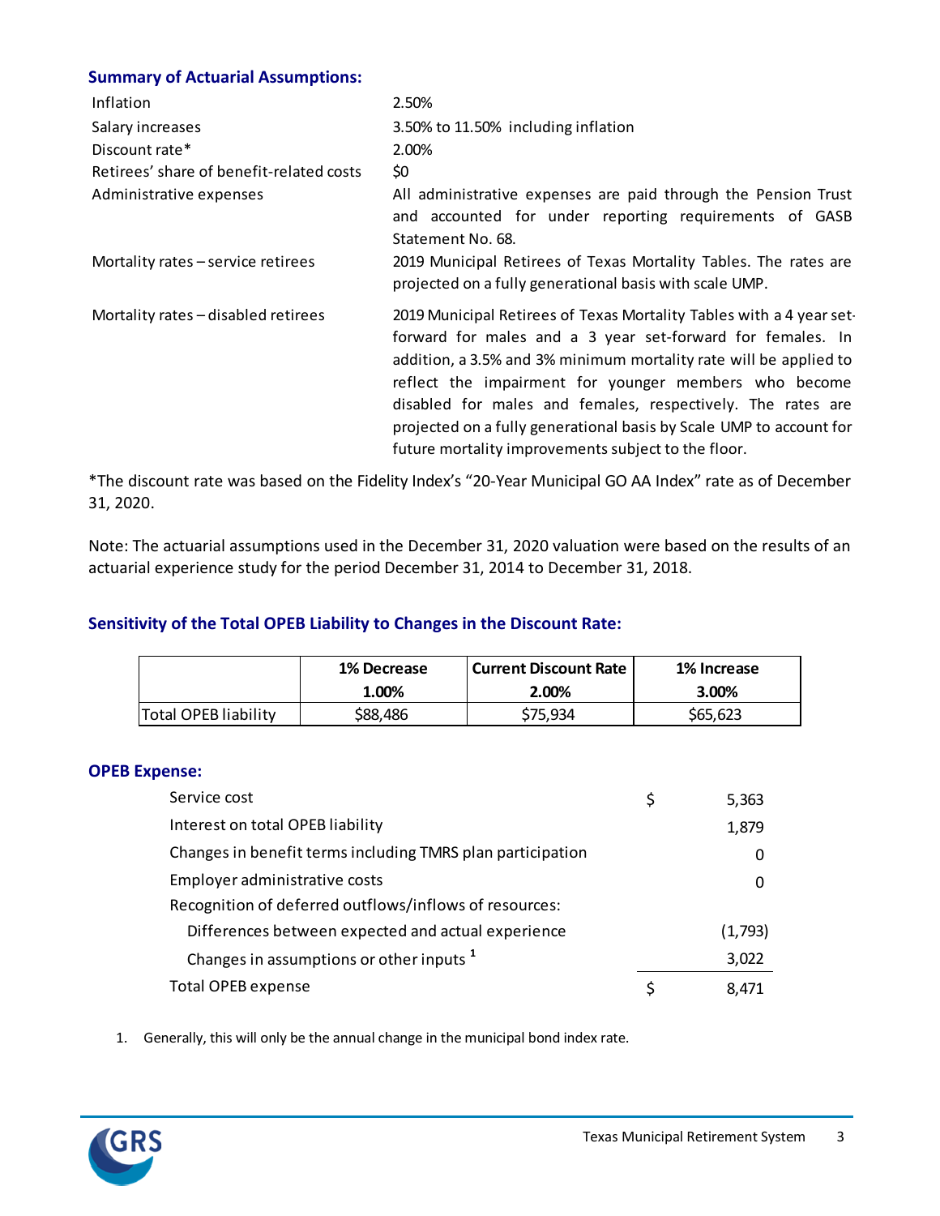### Summary of Actuarial Assumptions:

| | |
|---|---|
| Inflation | 2.50% |
| Salary increases | 3.50% to 11.50% including inflation |
| Discount rate* | 2.00% |
| Retirees' share of benefit-related costs | $0 |
| Administrative expenses | All administrative expenses are paid through the Pension Trust and accounted for under reporting requirements of GASB Statement No. 68. |
| Mortality rates – service retirees | 2019 Municipal Retirees of Texas Mortality Tables. The rates are projected on a fully generational basis with scale UMP. |
| Mortality rates – disabled retirees | 2019 Municipal Retirees of Texas Mortality Tables with a 4 year set-forward for males and a 3 year set-forward for females. In addition, a 3.5% and 3% minimum mortality rate will be applied to reflect the impairment for younger members who become disabled for males and females, respectively. The rates are projected on a fully generational basis by Scale UMP to account for future mortality improvements subject to the floor. |

*The discount rate was based on the Fidelity Index's "20-Year Municipal GO AA Index" rate as of December 31, 2020.

Note: The actuarial assumptions used in the December 31, 2020 valuation were based on the results of an actuarial experience study for the period December 31, 2014 to December 31, 2018.

### Sensitivity of the Total OPEB Liability to Changes in the Discount Rate:

| | 1% Decrease 1.00% | Current Discount Rate 2.00% | 1% Increase 3.00% |
|---|---|---|---|
| Total OPEB liability | $88,486 | $75,934 | $65,623 |

### OPEB Expense:

| | |
|---|---|
| Service cost | $ 5,363 |
| Interest on total OPEB liability | 1,879 |
| Changes in benefit terms including TMRS plan participation | 0 |
| Employer administrative costs | 0 |
| Recognition of deferred outflows/inflows of resources: | |
| Differences between expected and actual experience | (1,793) |
| Changes in assumptions or other inputs [1] | 3,022 |
| Total OPEB expense | $ 8,471 |

1. Generally, this will only be the annual change in the municipal bond index rate.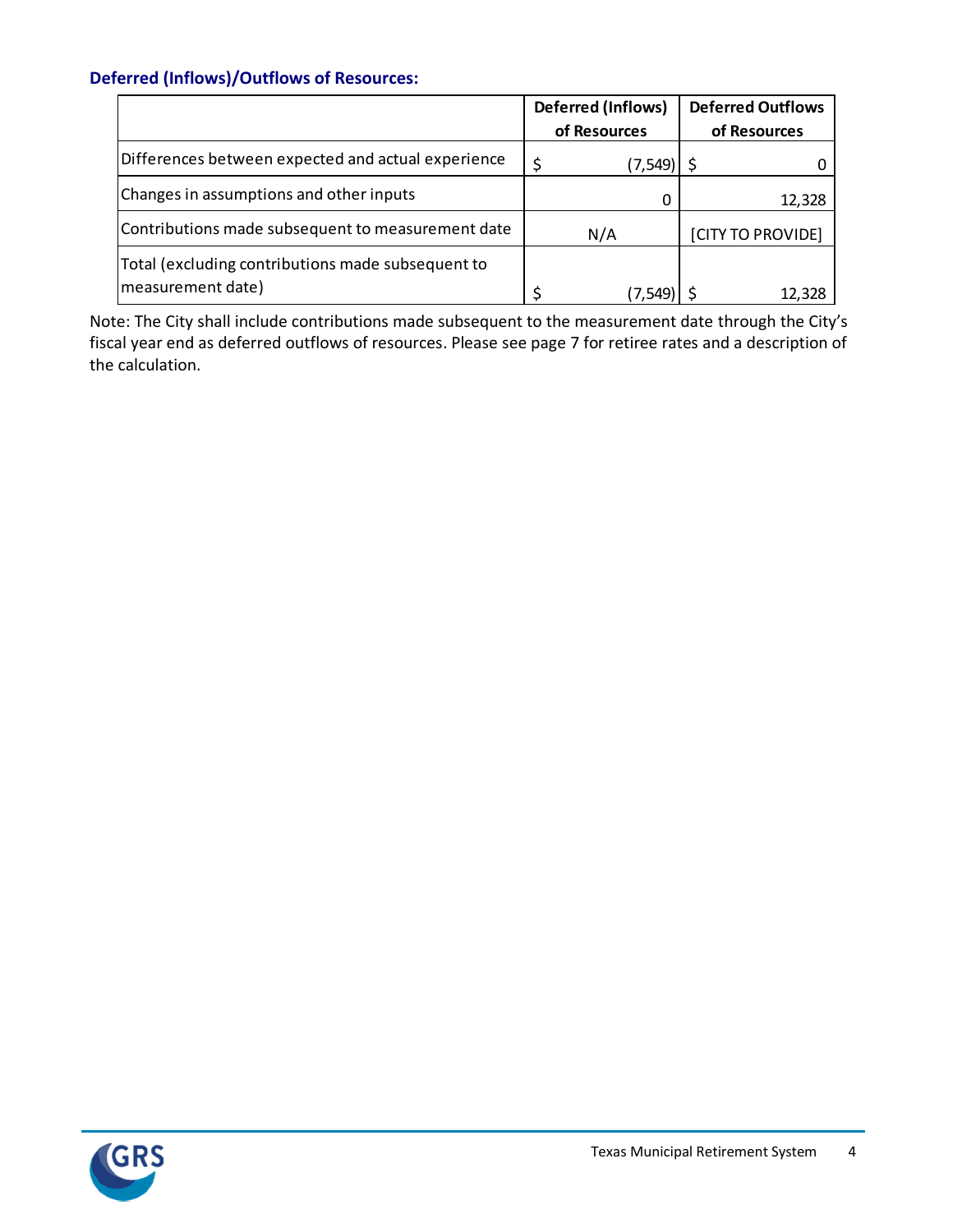### Deferred (Inflows)/Outflows of Resources:

| | Deferred (Inflows) of Resources | Deferred Outflows of Resources |
|---|---|---|
| Differences between expected and actual experience | $ (7,549) | $ 0 |
| Changes in assumptions and other inputs | 0 | 12,328 |
| Contributions made subsequent to measurement date | N/A | [CITY TO PROVIDE] |
| Total (excluding contributions made subsequent to measurement date) | $ (7,549) | $ 12,328 |

Note: The City shall include contributions made subsequent to the measurement date through the City's fiscal year end as deferred outflows of resources. Please see page 7 for retiree rates and a description of the calculation.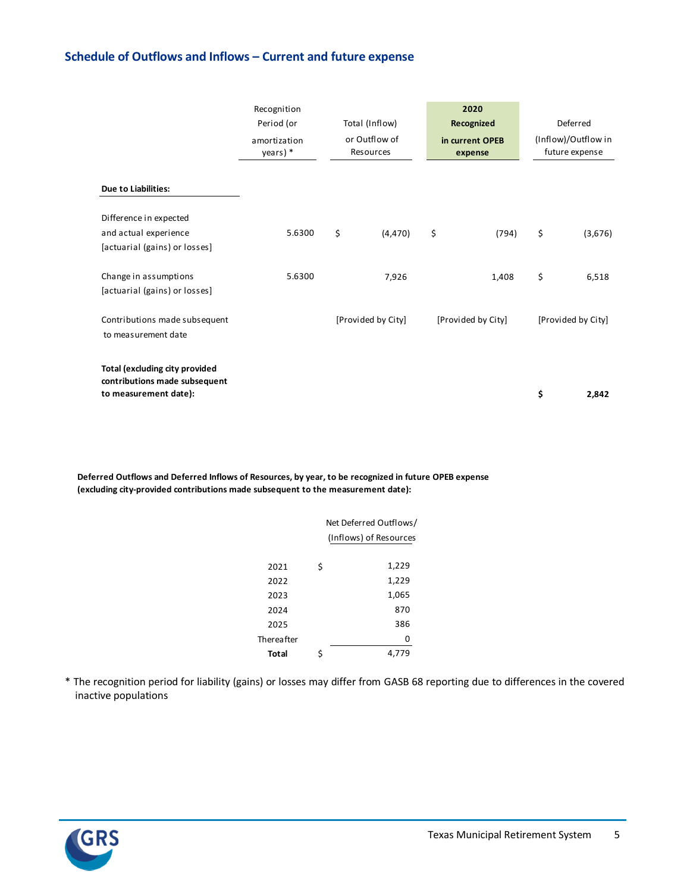## Schedule of Outflows and Inflows – Current and future expense

| | Recognition Period (or amortization years) * | Total (Inflow) or Outflow of Resources | 2020 Recognized in current OPEB expense | Deferred (Inflow)/Outflow in future expense |
|---|---|---|---|---|
| **Due to Liabilities:** | | | | |
| Difference in expected and actual experience [actuarial (gains) or losses] | 5.6300 | $ (4,470) | $ (794) | $ (3,676) |
| Change in assumptions [actuarial (gains) or losses] | 5.6300 | 7,926 | 1,408 | $ 6,518 |
| Contributions made subsequent to measurement date | | [Provided by City] | [Provided by City] | [Provided by City] |
| **Total (excluding city provided contributions made subsequent to measurement date):** | | | | **$ 2,842** |

**Deferred Outflows and Deferred Inflows of Resources, by year, to be recognized in future OPEB expense (excluding city-provided contributions made subsequent to the measurement date):**

| | Net Deferred Outflows/ (Inflows) of Resources |
|---|---|
| 2021 | $ 1,229 |
| 2022 | 1,229 |
| 2023 | 1,065 |
| 2024 | 870 |
| 2025 | 386 |
| Thereafter | 0 |
| **Total** | $ 4,779 |

* The recognition period for liability (gains) or losses may differ from GASB 68 reporting due to differences in the covered inactive populations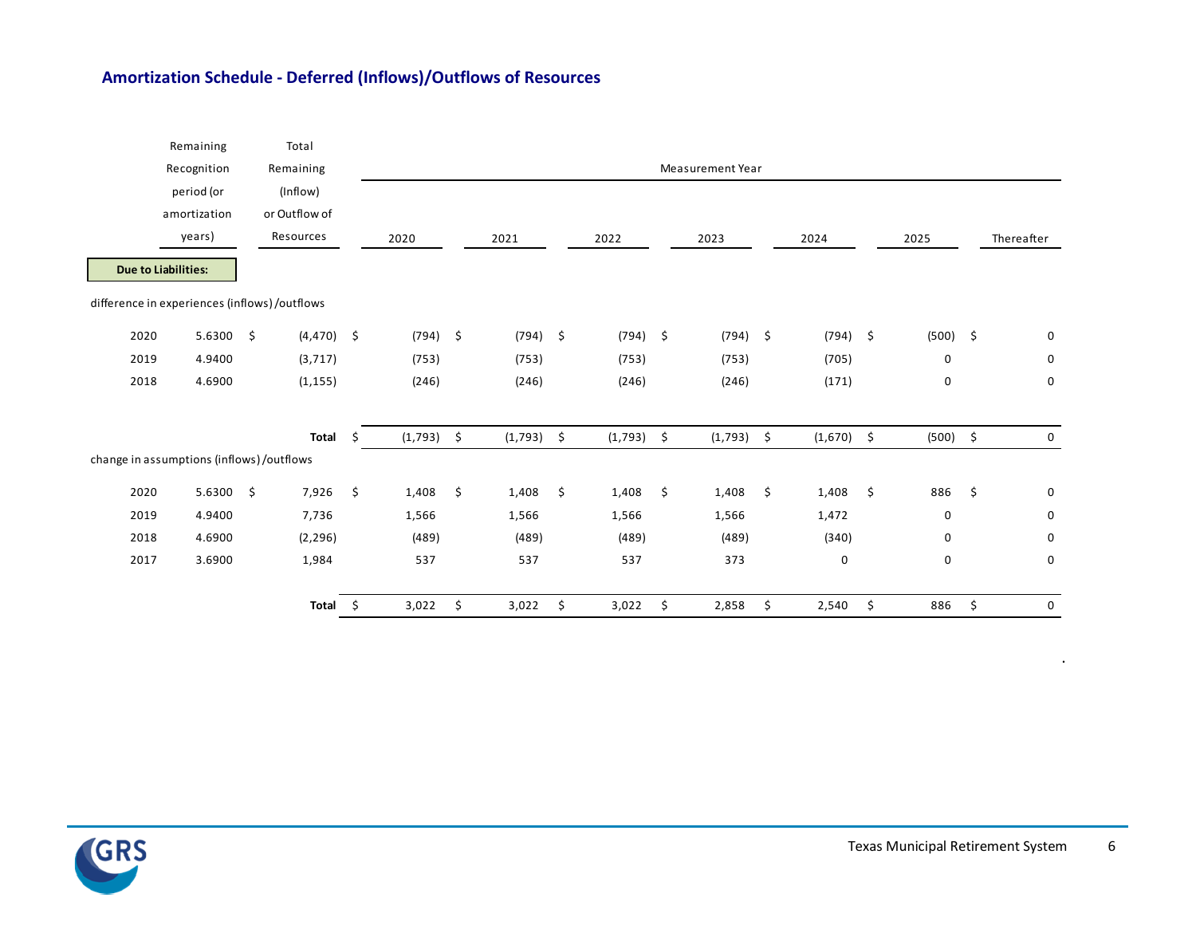## Amortization Schedule - Deferred (Inflows)/Outflows of Resources

| | Remaining Recognition period (or amortization years) | Total Remaining (Inflow) or Outflow of Resources | Measurement Year | | | | | | |
|---|---|---|---|---|---|---|---|---|---|
| | | | 2020 | 2021 | 2022 | 2023 | 2024 | 2025 | Thereafter |
| **Due to Liabilities:** | | | | | | | | | |
| difference in experiences (inflows)/outflows | | | | | | | | | |
| 2020 | 5.6300 | $ (4,470) | $ (794) | $ (794) | $ (794) | $ (794) | $ (794) | $ (500) | $ 0 |
| 2019 | 4.9400 | (3,717) | (753) | (753) | (753) | (753) | (705) | 0 | 0 |
| 2018 | 4.6900 | (1,155) | (246) | (246) | (246) | (246) | (171) | 0 | 0 |
| | | **Total** | $ (1,793) | $ (1,793) | $ (1,793) | $ (1,793) | $ (1,670) | $ (500) | $ 0 |
| change in assumptions (inflows)/outflows | | | | | | | | | |
| 2020 | 5.6300 | $ 7,926 | $ 1,408 | $ 1,408 | $ 1,408 | $ 1,408 | $ 1,408 | $ 886 | $ 0 |
| 2019 | 4.9400 | 7,736 | 1,566 | 1,566 | 1,566 | 1,566 | 1,472 | 0 | 0 |
| 2018 | 4.6900 | (2,296) | (489) | (489) | (489) | (489) | (340) | 0 | 0 |
| 2017 | 3.6900 | 1,984 | 537 | 537 | 537 | 373 | 0 | 0 | 0 |
| | | **Total** | $ 3,022 | $ 3,022 | $ 3,022 | $ 2,858 | $ 2,540 | $ 886 | $ 0 |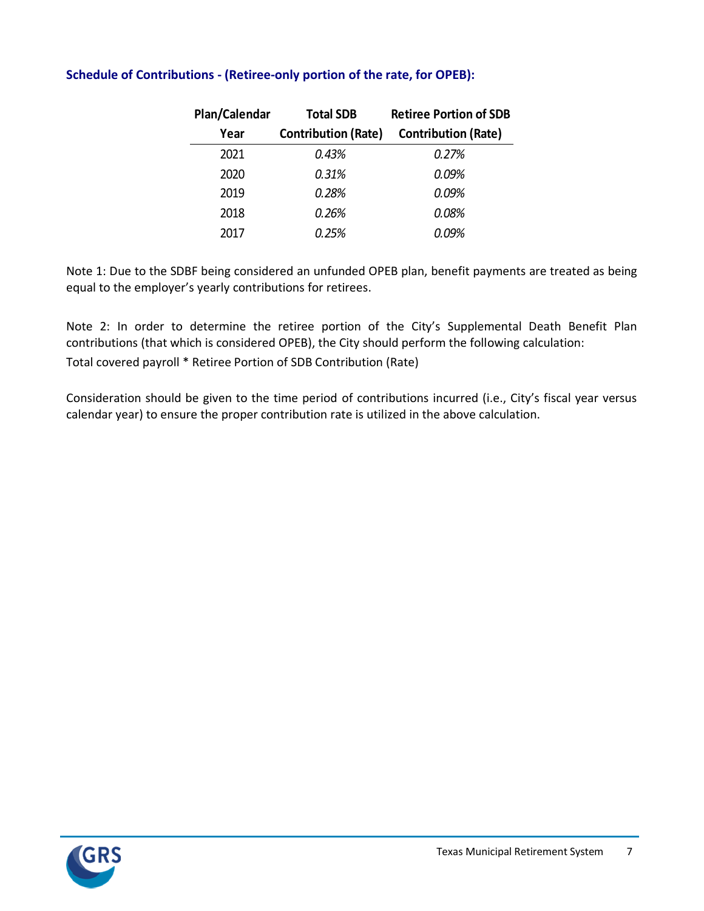### Schedule of Contributions - (Retiree-only portion of the rate, for OPEB):

| Plan/Calendar Year | Total SDB Contribution (Rate) | Retiree Portion of SDB Contribution (Rate) |
|---|---|---|
| 2021 | *0.43%* | *0.27%* |
| 2020 | *0.31%* | *0.09%* |
| 2019 | *0.28%* | *0.09%* |
| 2018 | *0.26%* | *0.08%* |
| 2017 | *0.25%* | *0.09%* |

Note 1: Due to the SDBF being considered an unfunded OPEB plan, benefit payments are treated as being equal to the employer's yearly contributions for retirees.

Note 2: In order to determine the retiree portion of the City's Supplemental Death Benefit Plan contributions (that which is considered OPEB), the City should perform the following calculation:
Total covered payroll * Retiree Portion of SDB Contribution (Rate)

Consideration should be given to the time period of contributions incurred (i.e., City's fiscal year versus calendar year) to ensure the proper contribution rate is utilized in the above calculation.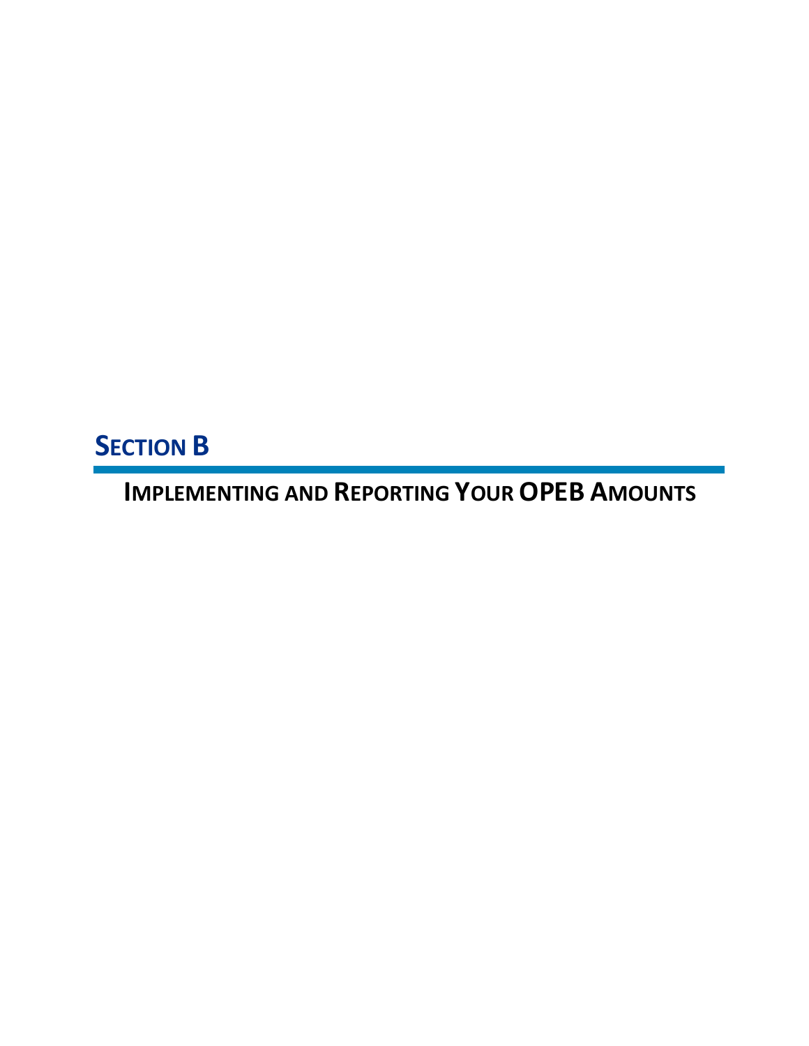# SECTION B

## IMPLEMENTING AND REPORTING YOUR OPEB AMOUNTS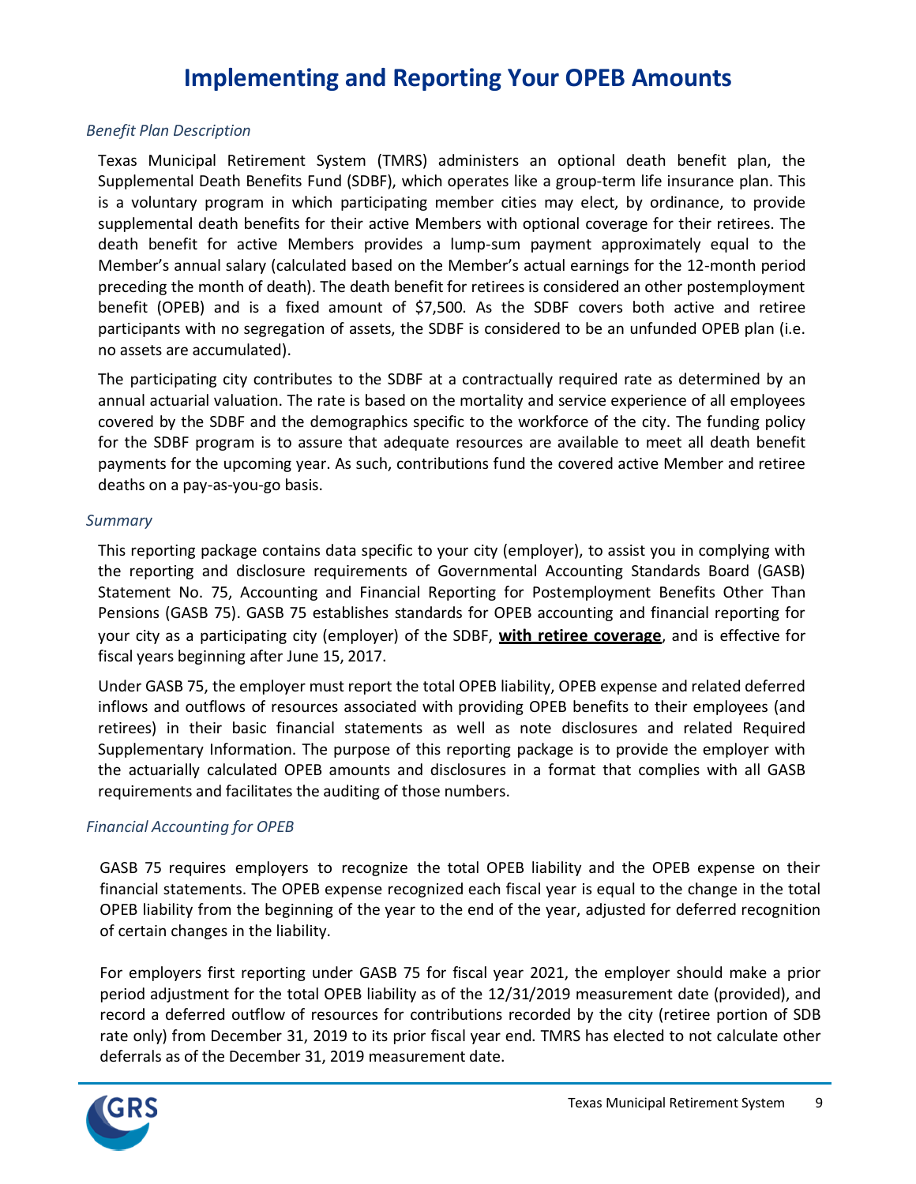# Implementing and Reporting Your OPEB Amounts

*Benefit Plan Description*

Texas Municipal Retirement System (TMRS) administers an optional death benefit plan, the Supplemental Death Benefits Fund (SDBF), which operates like a group-term life insurance plan. This is a voluntary program in which participating member cities may elect, by ordinance, to provide supplemental death benefits for their active Members with optional coverage for their retirees. The death benefit for active Members provides a lump-sum payment approximately equal to the Member's annual salary (calculated based on the Member's actual earnings for the 12-month period preceding the month of death). The death benefit for retirees is considered an other postemployment benefit (OPEB) and is a fixed amount of $7,500. As the SDBF covers both active and retiree participants with no segregation of assets, the SDBF is considered to be an unfunded OPEB plan (i.e. no assets are accumulated).

The participating city contributes to the SDBF at a contractually required rate as determined by an annual actuarial valuation. The rate is based on the mortality and service experience of all employees covered by the SDBF and the demographics specific to the workforce of the city. The funding policy for the SDBF program is to assure that adequate resources are available to meet all death benefit payments for the upcoming year. As such, contributions fund the covered active Member and retiree deaths on a pay-as-you-go basis.

*Summary*

This reporting package contains data specific to your city (employer), to assist you in complying with the reporting and disclosure requirements of Governmental Accounting Standards Board (GASB) Statement No. 75, Accounting and Financial Reporting for Postemployment Benefits Other Than Pensions (GASB 75). GASB 75 establishes standards for OPEB accounting and financial reporting for your city as a participating city (employer) of the SDBF, **<u>with retiree coverage</u>**, and is effective for fiscal years beginning after June 15, 2017.

Under GASB 75, the employer must report the total OPEB liability, OPEB expense and related deferred inflows and outflows of resources associated with providing OPEB benefits to their employees (and retirees) in their basic financial statements as well as note disclosures and related Required Supplementary Information. The purpose of this reporting package is to provide the employer with the actuarially calculated OPEB amounts and disclosures in a format that complies with all GASB requirements and facilitates the auditing of those numbers.

*Financial Accounting for OPEB*

GASB 75 requires employers to recognize the total OPEB liability and the OPEB expense on their financial statements. The OPEB expense recognized each fiscal year is equal to the change in the total OPEB liability from the beginning of the year to the end of the year, adjusted for deferred recognition of certain changes in the liability.

For employers first reporting under GASB 75 for fiscal year 2021, the employer should make a prior period adjustment for the total OPEB liability as of the 12/31/2019 measurement date (provided), and record a deferred outflow of resources for contributions recorded by the city (retiree portion of SDB rate only) from December 31, 2019 to its prior fiscal year end. TMRS has elected to not calculate other deferrals as of the December 31, 2019 measurement date.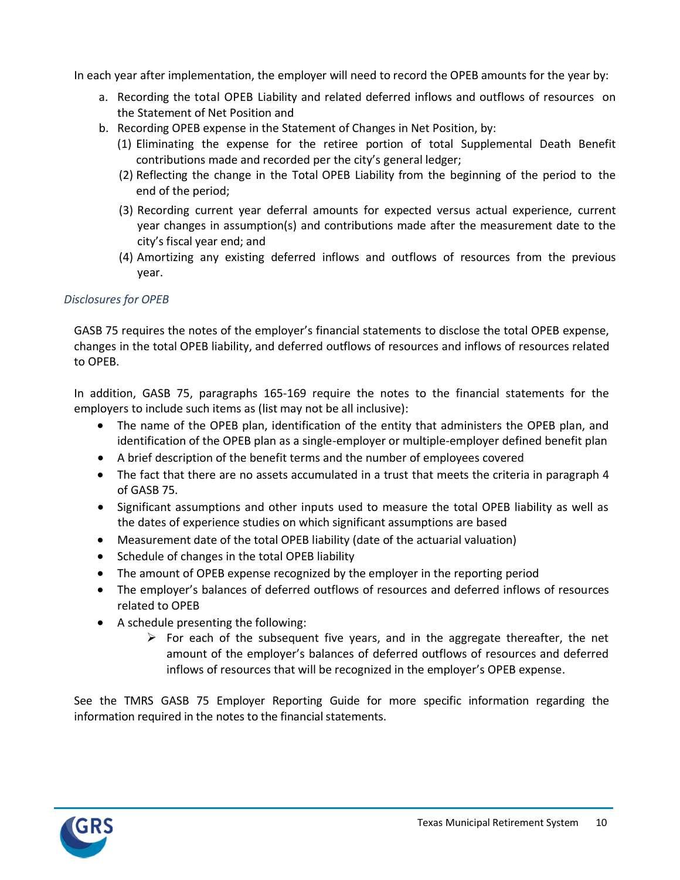In each year after implementation, the employer will need to record the OPEB amounts for the year by:

a. Recording the total OPEB Liability and related deferred inflows and outflows of resources on the Statement of Net Position and
b. Recording OPEB expense in the Statement of Changes in Net Position, by:
   (1) Eliminating the expense for the retiree portion of total Supplemental Death Benefit contributions made and recorded per the city's general ledger;
   (2) Reflecting the change in the Total OPEB Liability from the beginning of the period to the end of the period;
   (3) Recording current year deferral amounts for expected versus actual experience, current year changes in assumption(s) and contributions made after the measurement date to the city's fiscal year end; and
   (4) Amortizing any existing deferred inflows and outflows of resources from the previous year.

*Disclosures for OPEB*

GASB 75 requires the notes of the employer's financial statements to disclose the total OPEB expense, changes in the total OPEB liability, and deferred outflows of resources and inflows of resources related to OPEB.

In addition, GASB 75, paragraphs 165-169 require the notes to the financial statements for the employers to include such items as (list may not be all inclusive):

- The name of the OPEB plan, identification of the entity that administers the OPEB plan, and identification of the OPEB plan as a single-employer or multiple-employer defined benefit plan
- A brief description of the benefit terms and the number of employees covered
- The fact that there are no assets accumulated in a trust that meets the criteria in paragraph 4 of GASB 75.
- Significant assumptions and other inputs used to measure the total OPEB liability as well as the dates of experience studies on which significant assumptions are based
- Measurement date of the total OPEB liability (date of the actuarial valuation)
- Schedule of changes in the total OPEB liability
- The amount of OPEB expense recognized by the employer in the reporting period
- The employer's balances of deferred outflows of resources and deferred inflows of resources related to OPEB
- A schedule presenting the following:
  - For each of the subsequent five years, and in the aggregate thereafter, the net amount of the employer's balances of deferred outflows of resources and deferred inflows of resources that will be recognized in the employer's OPEB expense.

See the TMRS GASB 75 Employer Reporting Guide for more specific information regarding the information required in the notes to the financial statements.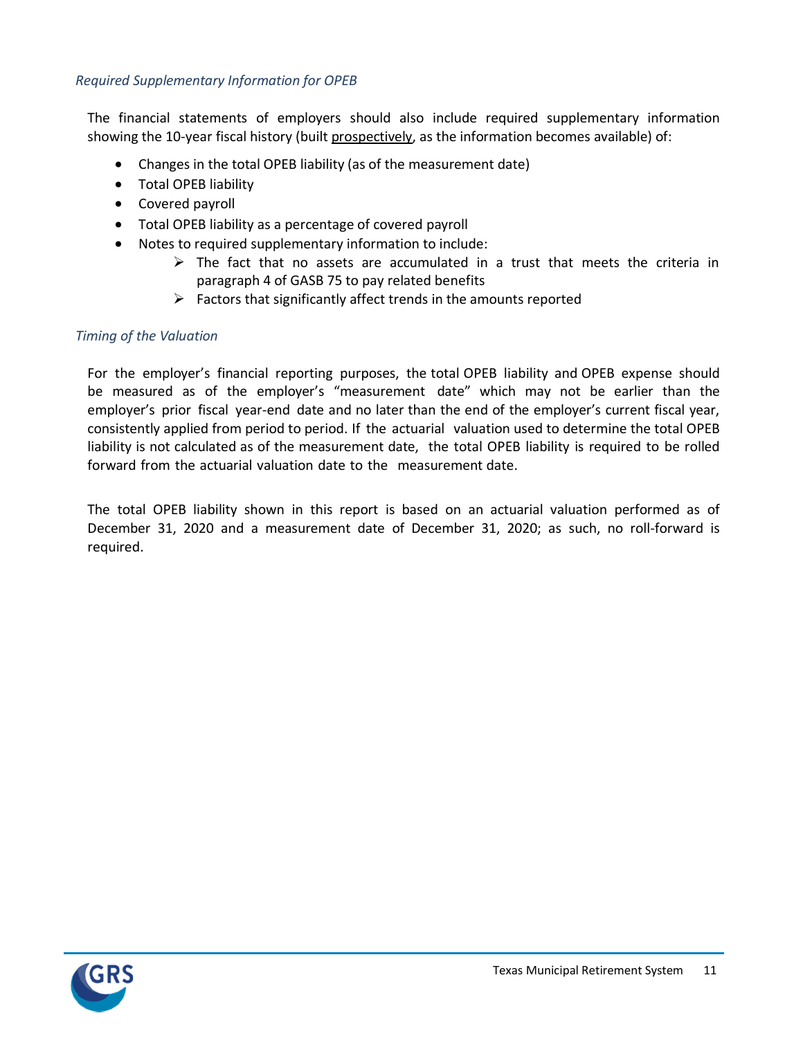### *Required Supplementary Information for OPEB*

The financial statements of employers should also include required supplementary information showing the 10-year fiscal history (built <u>prospectively</u>, as the information becomes available) of:

- Changes in the total OPEB liability (as of the measurement date)
- Total OPEB liability
- Covered payroll
- Total OPEB liability as a percentage of covered payroll
- Notes to required supplementary information to include:
  - The fact that no assets are accumulated in a trust that meets the criteria in paragraph 4 of GASB 75 to pay related benefits
  - Factors that significantly affect trends in the amounts reported

### *Timing of the Valuation*

For the employer's financial reporting purposes, the total OPEB liability and OPEB expense should be measured as of the employer's "measurement date" which may not be earlier than the employer's prior fiscal year-end date and no later than the end of the employer's current fiscal year, consistently applied from period to period. If the actuarial valuation used to determine the total OPEB liability is not calculated as of the measurement date, the total OPEB liability is required to be rolled forward from the actuarial valuation date to the measurement date.

The total OPEB liability shown in this report is based on an actuarial valuation performed as of December 31, 2020 and a measurement date of December 31, 2020; as such, no roll-forward is required.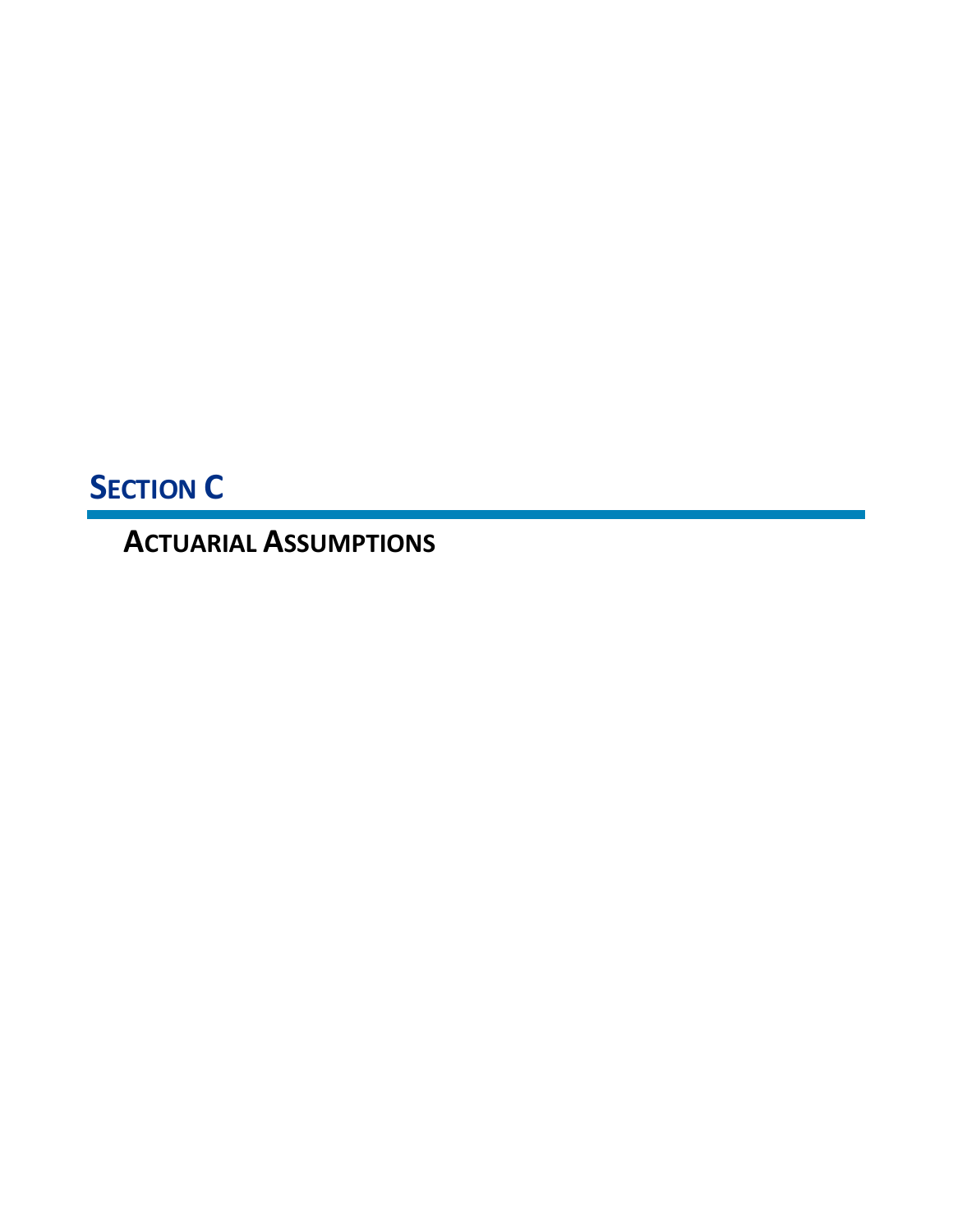# SECTION C

## ACTUARIAL ASSUMPTIONS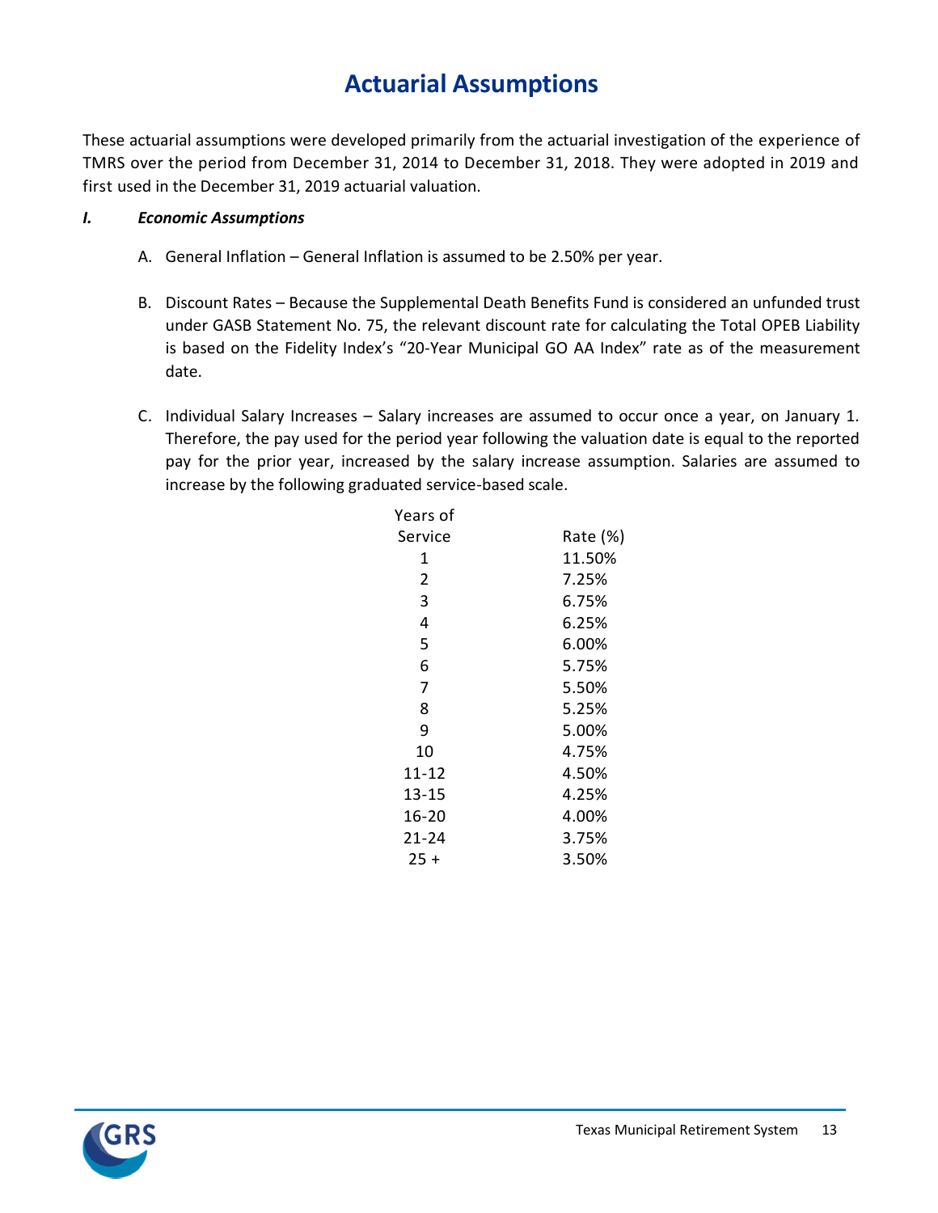# Actuarial Assumptions

These actuarial assumptions were developed primarily from the actuarial investigation of the experience of TMRS over the period from December 31, 2014 to December 31, 2018. They were adopted in 2019 and first used in the December 31, 2019 actuarial valuation.

***I. Economic Assumptions***

A. General Inflation – General Inflation is assumed to be 2.50% per year.

B. Discount Rates – Because the Supplemental Death Benefits Fund is considered an unfunded trust under GASB Statement No. 75, the relevant discount rate for calculating the Total OPEB Liability is based on the Fidelity Index's "20-Year Municipal GO AA Index" rate as of the measurement date.

C. Individual Salary Increases – Salary increases are assumed to occur once a year, on January 1. Therefore, the pay used for the period year following the valuation date is equal to the reported pay for the prior year, increased by the salary increase assumption. Salaries are assumed to increase by the following graduated service-based scale.

| Years of Service | Rate (%) |
|---|---|
| 1 | 11.50% |
| 2 | 7.25% |
| 3 | 6.75% |
| 4 | 6.25% |
| 5 | 6.00% |
| 6 | 5.75% |
| 7 | 5.50% |
| 8 | 5.25% |
| 9 | 5.00% |
| 10 | 4.75% |
| 11-12 | 4.50% |
| 13-15 | 4.25% |
| 16-20 | 4.00% |
| 21-24 | 3.75% |
| 25 + | 3.50% |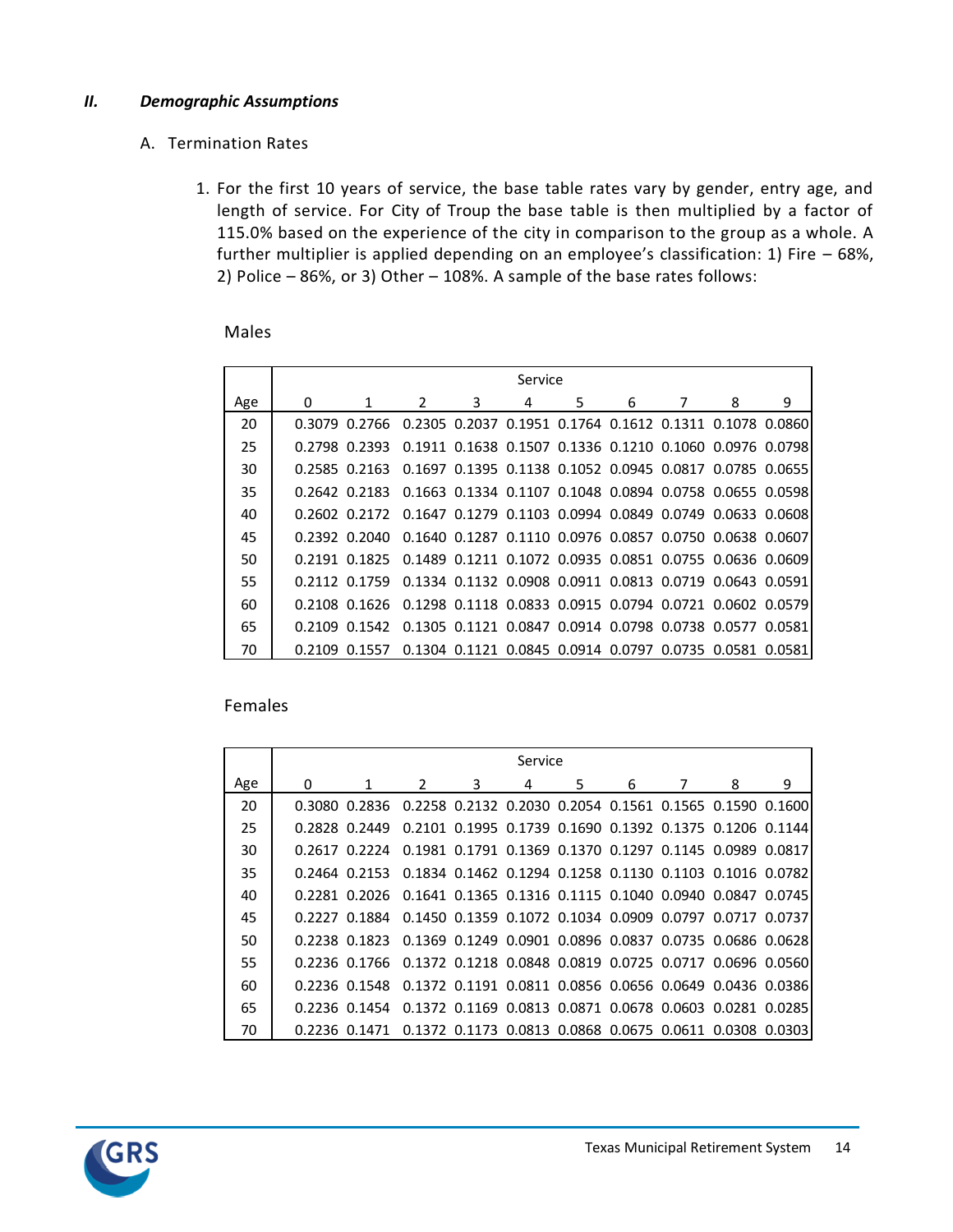## *II. Demographic Assumptions*

A. Termination Rates

1. For the first 10 years of service, the base table rates vary by gender, entry age, and length of service. For City of Troup the base table is then multiplied by a factor of 115.0% based on the experience of the city in comparison to the group as a whole. A further multiplier is applied depending on an employee's classification: 1) Fire – 68%, 2) Police – 86%, or 3) Other – 108%. A sample of the base rates follows:

Males

| | Service | | | | | | | | | |
|---|---|---|---|---|---|---|---|---|---|---|
| Age | 0 | 1 | 2 | 3 | 4 | 5 | 6 | 7 | 8 | 9 |
| 20 | 0.3079 | 0.2766 | 0.2305 | 0.2037 | 0.1951 | 0.1764 | 0.1612 | 0.1311 | 0.1078 | 0.0860 |
| 25 | 0.2798 | 0.2393 | 0.1911 | 0.1638 | 0.1507 | 0.1336 | 0.1210 | 0.1060 | 0.0976 | 0.0798 |
| 30 | 0.2585 | 0.2163 | 0.1697 | 0.1395 | 0.1138 | 0.1052 | 0.0945 | 0.0817 | 0.0785 | 0.0655 |
| 35 | 0.2642 | 0.2183 | 0.1663 | 0.1334 | 0.1107 | 0.1048 | 0.0894 | 0.0758 | 0.0655 | 0.0598 |
| 40 | 0.2602 | 0.2172 | 0.1647 | 0.1279 | 0.1103 | 0.0994 | 0.0849 | 0.0749 | 0.0633 | 0.0608 |
| 45 | 0.2392 | 0.2040 | 0.1640 | 0.1287 | 0.1110 | 0.0976 | 0.0857 | 0.0750 | 0.0638 | 0.0607 |
| 50 | 0.2191 | 0.1825 | 0.1489 | 0.1211 | 0.1072 | 0.0935 | 0.0851 | 0.0755 | 0.0636 | 0.0609 |
| 55 | 0.2112 | 0.1759 | 0.1334 | 0.1132 | 0.0908 | 0.0911 | 0.0813 | 0.0719 | 0.0643 | 0.0591 |
| 60 | 0.2108 | 0.1626 | 0.1298 | 0.1118 | 0.0833 | 0.0915 | 0.0794 | 0.0721 | 0.0602 | 0.0579 |
| 65 | 0.2109 | 0.1542 | 0.1305 | 0.1121 | 0.0847 | 0.0914 | 0.0798 | 0.0738 | 0.0577 | 0.0581 |
| 70 | 0.2109 | 0.1557 | 0.1304 | 0.1121 | 0.0845 | 0.0914 | 0.0797 | 0.0735 | 0.0581 | 0.0581 |

Females

| | Service | | | | | | | | | |
|---|---|---|---|---|---|---|---|---|---|---|
| Age | 0 | 1 | 2 | 3 | 4 | 5 | 6 | 7 | 8 | 9 |
| 20 | 0.3080 | 0.2836 | 0.2258 | 0.2132 | 0.2030 | 0.2054 | 0.1561 | 0.1565 | 0.1590 | 0.1600 |
| 25 | 0.2828 | 0.2449 | 0.2101 | 0.1995 | 0.1739 | 0.1690 | 0.1392 | 0.1375 | 0.1206 | 0.1144 |
| 30 | 0.2617 | 0.2224 | 0.1981 | 0.1791 | 0.1369 | 0.1370 | 0.1297 | 0.1145 | 0.0989 | 0.0817 |
| 35 | 0.2464 | 0.2153 | 0.1834 | 0.1462 | 0.1294 | 0.1258 | 0.1130 | 0.1103 | 0.1016 | 0.0782 |
| 40 | 0.2281 | 0.2026 | 0.1641 | 0.1365 | 0.1316 | 0.1115 | 0.1040 | 0.0940 | 0.0847 | 0.0745 |
| 45 | 0.2227 | 0.1884 | 0.1450 | 0.1359 | 0.1072 | 0.1034 | 0.0909 | 0.0797 | 0.0717 | 0.0737 |
| 50 | 0.2238 | 0.1823 | 0.1369 | 0.1249 | 0.0901 | 0.0896 | 0.0837 | 0.0735 | 0.0686 | 0.0628 |
| 55 | 0.2236 | 0.1766 | 0.1372 | 0.1218 | 0.0848 | 0.0819 | 0.0725 | 0.0717 | 0.0696 | 0.0560 |
| 60 | 0.2236 | 0.1548 | 0.1372 | 0.1191 | 0.0811 | 0.0856 | 0.0656 | 0.0649 | 0.0436 | 0.0386 |
| 65 | 0.2236 | 0.1454 | 0.1372 | 0.1169 | 0.0813 | 0.0871 | 0.0678 | 0.0603 | 0.0281 | 0.0285 |
| 70 | 0.2236 | 0.1471 | 0.1372 | 0.1173 | 0.0813 | 0.0868 | 0.0675 | 0.0611 | 0.0308 | 0.0303 |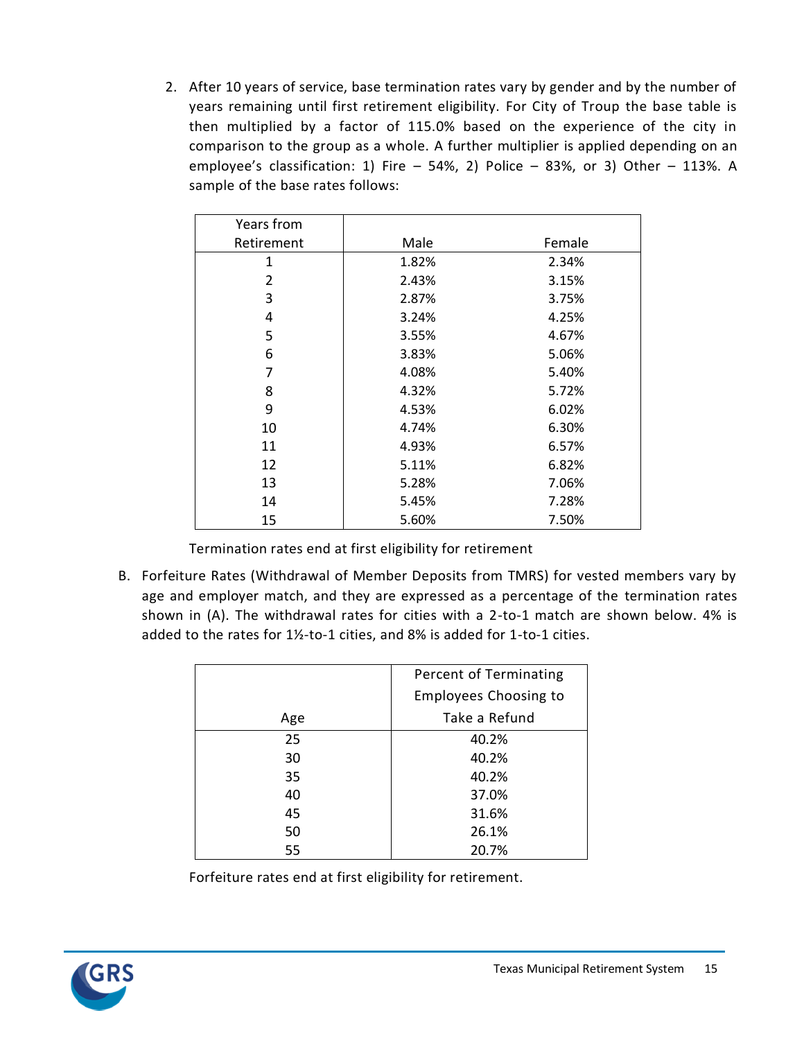2. After 10 years of service, base termination rates vary by gender and by the number of years remaining until first retirement eligibility. For City of Troup the base table is then multiplied by a factor of 115.0% based on the experience of the city in comparison to the group as a whole. A further multiplier is applied depending on an employee's classification: 1) Fire – 54%, 2) Police – 83%, or 3) Other – 113%. A sample of the base rates follows:

| Years from Retirement | Male | Female |
|---|---|---|
| 1 | 1.82% | 2.34% |
| 2 | 2.43% | 3.15% |
| 3 | 2.87% | 3.75% |
| 4 | 3.24% | 4.25% |
| 5 | 3.55% | 4.67% |
| 6 | 3.83% | 5.06% |
| 7 | 4.08% | 5.40% |
| 8 | 4.32% | 5.72% |
| 9 | 4.53% | 6.02% |
| 10 | 4.74% | 6.30% |
| 11 | 4.93% | 6.57% |
| 12 | 5.11% | 6.82% |
| 13 | 5.28% | 7.06% |
| 14 | 5.45% | 7.28% |
| 15 | 5.60% | 7.50% |

Termination rates end at first eligibility for retirement

B. Forfeiture Rates (Withdrawal of Member Deposits from TMRS) for vested members vary by age and employer match, and they are expressed as a percentage of the termination rates shown in (A). The withdrawal rates for cities with a 2-to-1 match are shown below. 4% is added to the rates for 1½-to-1 cities, and 8% is added for 1-to-1 cities.

| Age | Percent of Terminating Employees Choosing to Take a Refund |
|---|---|
| 25 | 40.2% |
| 30 | 40.2% |
| 35 | 40.2% |
| 40 | 37.0% |
| 45 | 31.6% |
| 50 | 26.1% |
| 55 | 20.7% |

Forfeiture rates end at first eligibility for retirement.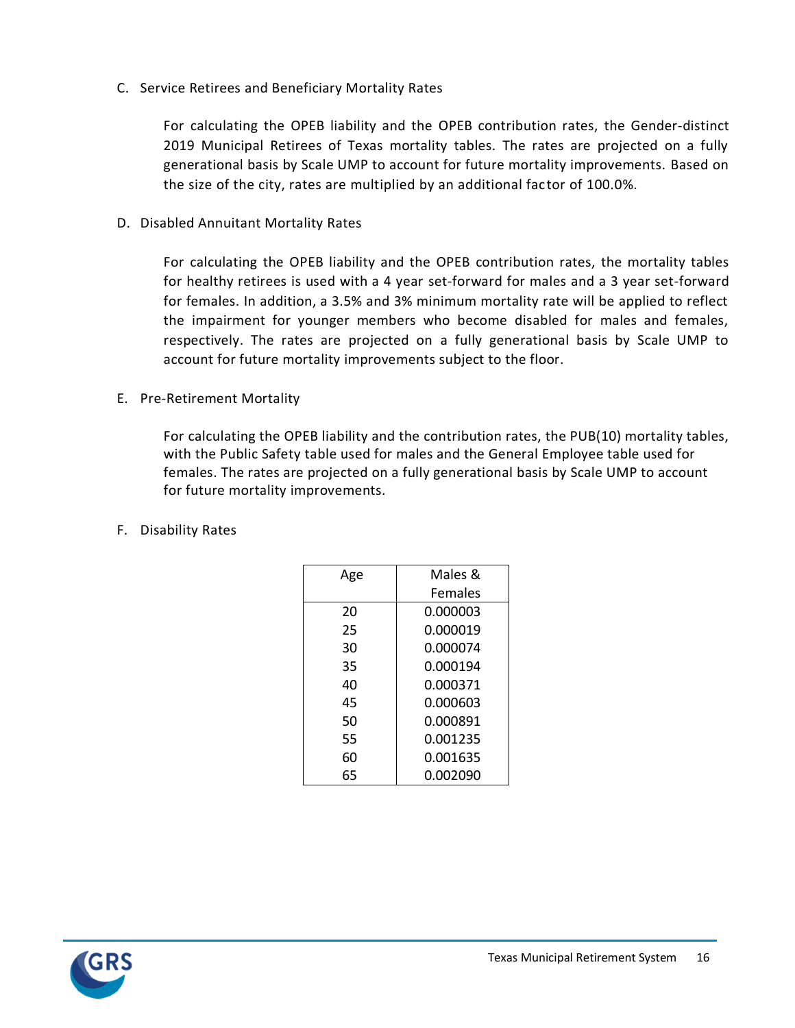C. Service Retirees and Beneficiary Mortality Rates

For calculating the OPEB liability and the OPEB contribution rates, the Gender-distinct 2019 Municipal Retirees of Texas mortality tables. The rates are projected on a fully generational basis by Scale UMP to account for future mortality improvements. Based on the size of the city, rates are multiplied by an additional factor of 100.0%.

D. Disabled Annuitant Mortality Rates

For calculating the OPEB liability and the OPEB contribution rates, the mortality tables for healthy retirees is used with a 4 year set-forward for males and a 3 year set-forward for females. In addition, a 3.5% and 3% minimum mortality rate will be applied to reflect the impairment for younger members who become disabled for males and females, respectively. The rates are projected on a fully generational basis by Scale UMP to account for future mortality improvements subject to the floor.

E. Pre-Retirement Mortality

For calculating the OPEB liability and the contribution rates, the PUB(10) mortality tables, with the Public Safety table used for males and the General Employee table used for females. The rates are projected on a fully generational basis by Scale UMP to account for future mortality improvements.

F. Disability Rates

| Age | Males & Females |
|---|---|
| 20 | 0.000003 |
| 25 | 0.000019 |
| 30 | 0.000074 |
| 35 | 0.000194 |
| 40 | 0.000371 |
| 45 | 0.000603 |
| 50 | 0.000891 |
| 55 | 0.001235 |
| 60 | 0.001635 |
| 65 | 0.002090 |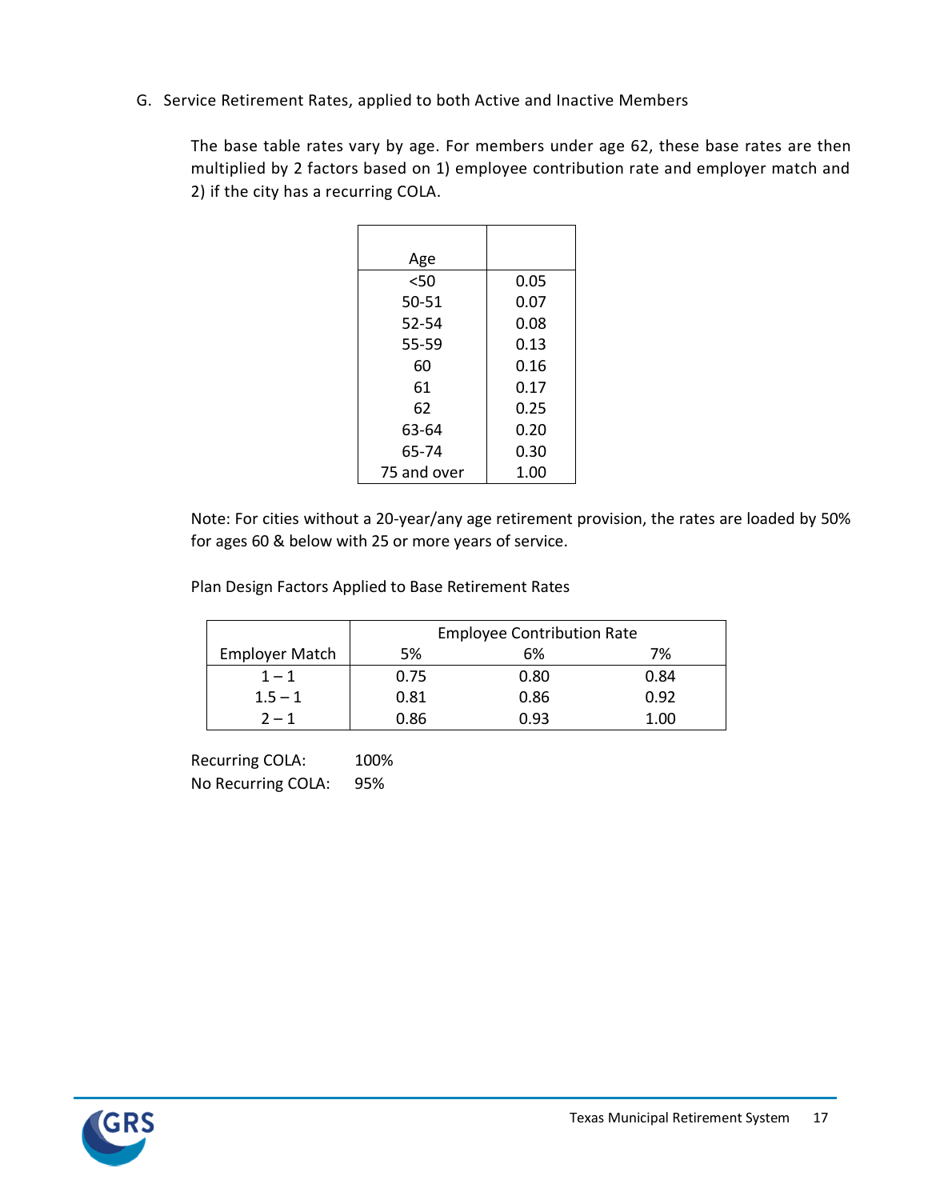G. Service Retirement Rates, applied to both Active and Inactive Members

The base table rates vary by age. For members under age 62, these base rates are then multiplied by 2 factors based on 1) employee contribution rate and employer match and 2) if the city has a recurring COLA.

| Age | |
|---|---|
| <50 | 0.05 |
| 50-51 | 0.07 |
| 52-54 | 0.08 |
| 55-59 | 0.13 |
| 60 | 0.16 |
| 61 | 0.17 |
| 62 | 0.25 |
| 63-64 | 0.20 |
| 65-74 | 0.30 |
| 75 and over | 1.00 |

Note: For cities without a 20-year/any age retirement provision, the rates are loaded by 50% for ages 60 & below with 25 or more years of service.

Plan Design Factors Applied to Base Retirement Rates

| | Employee Contribution Rate | | |
|---|---|---|---|
| Employer Match | 5% | 6% | 7% |
| 1 – 1 | 0.75 | 0.80 | 0.84 |
| 1.5 – 1 | 0.81 | 0.86 | 0.92 |
| 2 – 1 | 0.86 | 0.93 | 1.00 |

Recurring COLA: 100%
No Recurring COLA: 95%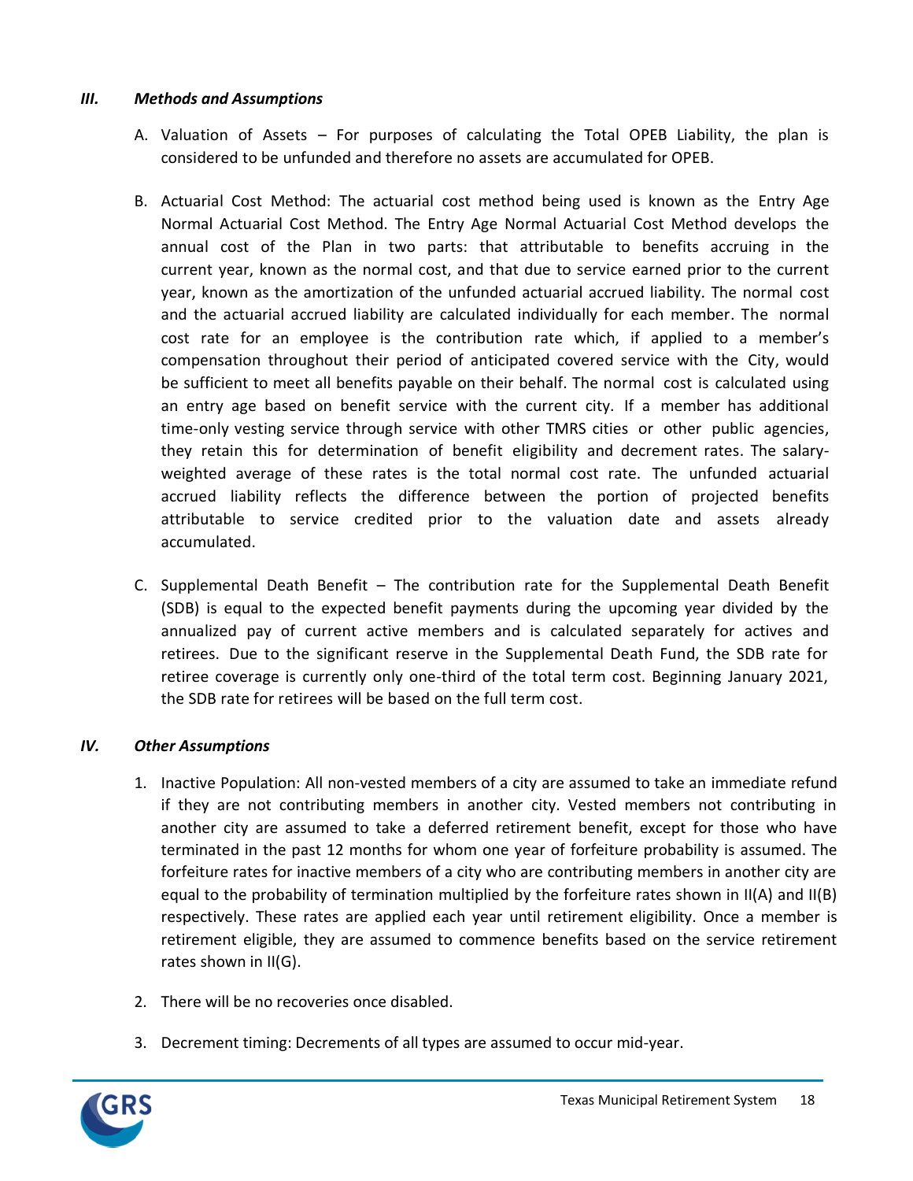## *III. Methods and Assumptions*

A. Valuation of Assets – For purposes of calculating the Total OPEB Liability, the plan is considered to be unfunded and therefore no assets are accumulated for OPEB.

B. Actuarial Cost Method: The actuarial cost method being used is known as the Entry Age Normal Actuarial Cost Method. The Entry Age Normal Actuarial Cost Method develops the annual cost of the Plan in two parts: that attributable to benefits accruing in the current year, known as the normal cost, and that due to service earned prior to the current year, known as the amortization of the unfunded actuarial accrued liability. The normal cost and the actuarial accrued liability are calculated individually for each member. The normal cost rate for an employee is the contribution rate which, if applied to a member's compensation throughout their period of anticipated covered service with the City, would be sufficient to meet all benefits payable on their behalf. The normal cost is calculated using an entry age based on benefit service with the current city. If a member has additional time-only vesting service through service with other TMRS cities or other public agencies, they retain this for determination of benefit eligibility and decrement rates. The salary-weighted average of these rates is the total normal cost rate. The unfunded actuarial accrued liability reflects the difference between the portion of projected benefits attributable to service credited prior to the valuation date and assets already accumulated.

C. Supplemental Death Benefit – The contribution rate for the Supplemental Death Benefit (SDB) is equal to the expected benefit payments during the upcoming year divided by the annualized pay of current active members and is calculated separately for actives and retirees. Due to the significant reserve in the Supplemental Death Fund, the SDB rate for retiree coverage is currently only one-third of the total term cost. Beginning January 2021, the SDB rate for retirees will be based on the full term cost.

## *IV. Other Assumptions*

1. Inactive Population: All non-vested members of a city are assumed to take an immediate refund if they are not contributing members in another city. Vested members not contributing in another city are assumed to take a deferred retirement benefit, except for those who have terminated in the past 12 months for whom one year of forfeiture probability is assumed. The forfeiture rates for inactive members of a city who are contributing members in another city are equal to the probability of termination multiplied by the forfeiture rates shown in II(A) and II(B) respectively. These rates are applied each year until retirement eligibility. Once a member is retirement eligible, they are assumed to commence benefits based on the service retirement rates shown in II(G).

2. There will be no recoveries once disabled.

3. Decrement timing: Decrements of all types are assumed to occur mid-year.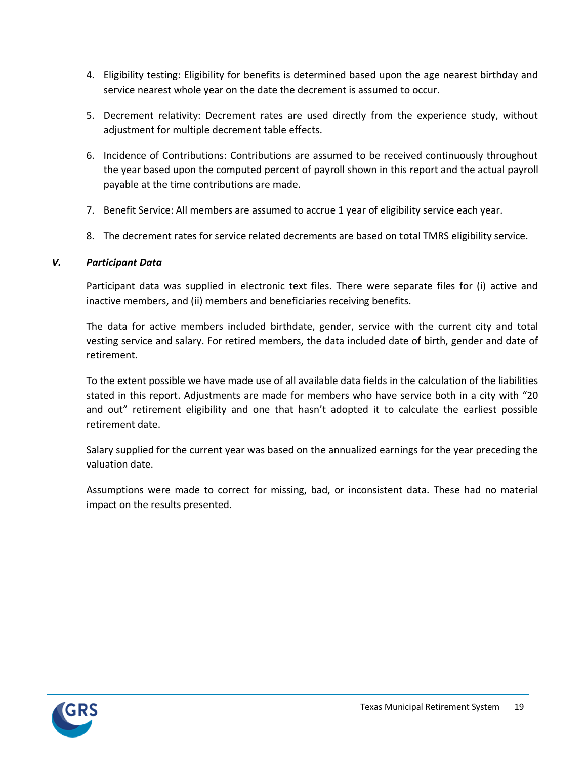4. Eligibility testing: Eligibility for benefits is determined based upon the age nearest birthday and service nearest whole year on the date the decrement is assumed to occur.

5. Decrement relativity: Decrement rates are used directly from the experience study, without adjustment for multiple decrement table effects.

6. Incidence of Contributions: Contributions are assumed to be received continuously throughout the year based upon the computed percent of payroll shown in this report and the actual payroll payable at the time contributions are made.

7. Benefit Service: All members are assumed to accrue 1 year of eligibility service each year.

8. The decrement rates for service related decrements are based on total TMRS eligibility service.

### *V. Participant Data*

Participant data was supplied in electronic text files. There were separate files for (i) active and inactive members, and (ii) members and beneficiaries receiving benefits.

The data for active members included birthdate, gender, service with the current city and total vesting service and salary. For retired members, the data included date of birth, gender and date of retirement.

To the extent possible we have made use of all available data fields in the calculation of the liabilities stated in this report. Adjustments are made for members who have service both in a city with "20 and out" retirement eligibility and one that hasn't adopted it to calculate the earliest possible retirement date.

Salary supplied for the current year was based on the annualized earnings for the year preceding the valuation date.

Assumptions were made to correct for missing, bad, or inconsistent data. These had no material impact on the results presented.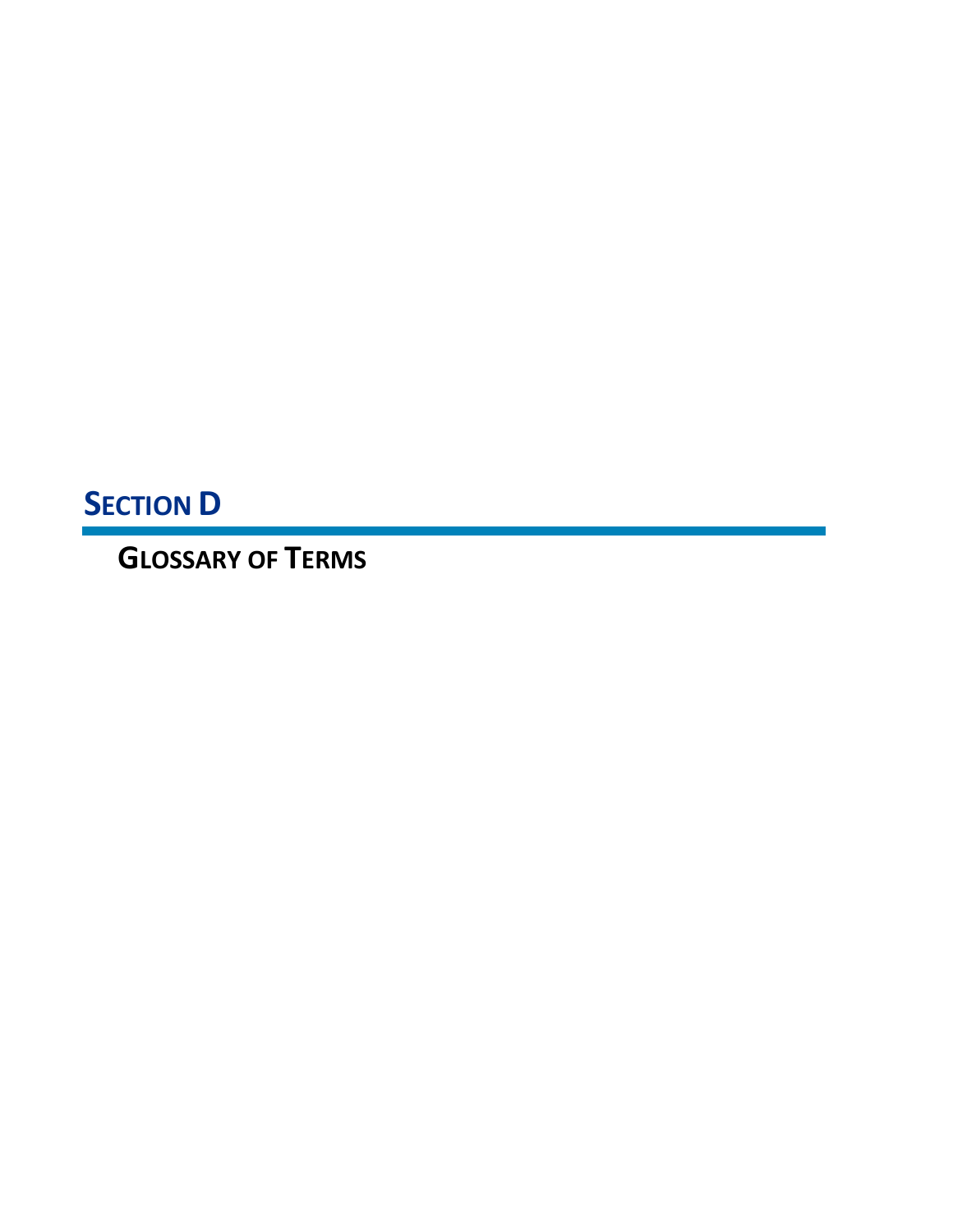# SECTION D

## GLOSSARY OF TERMS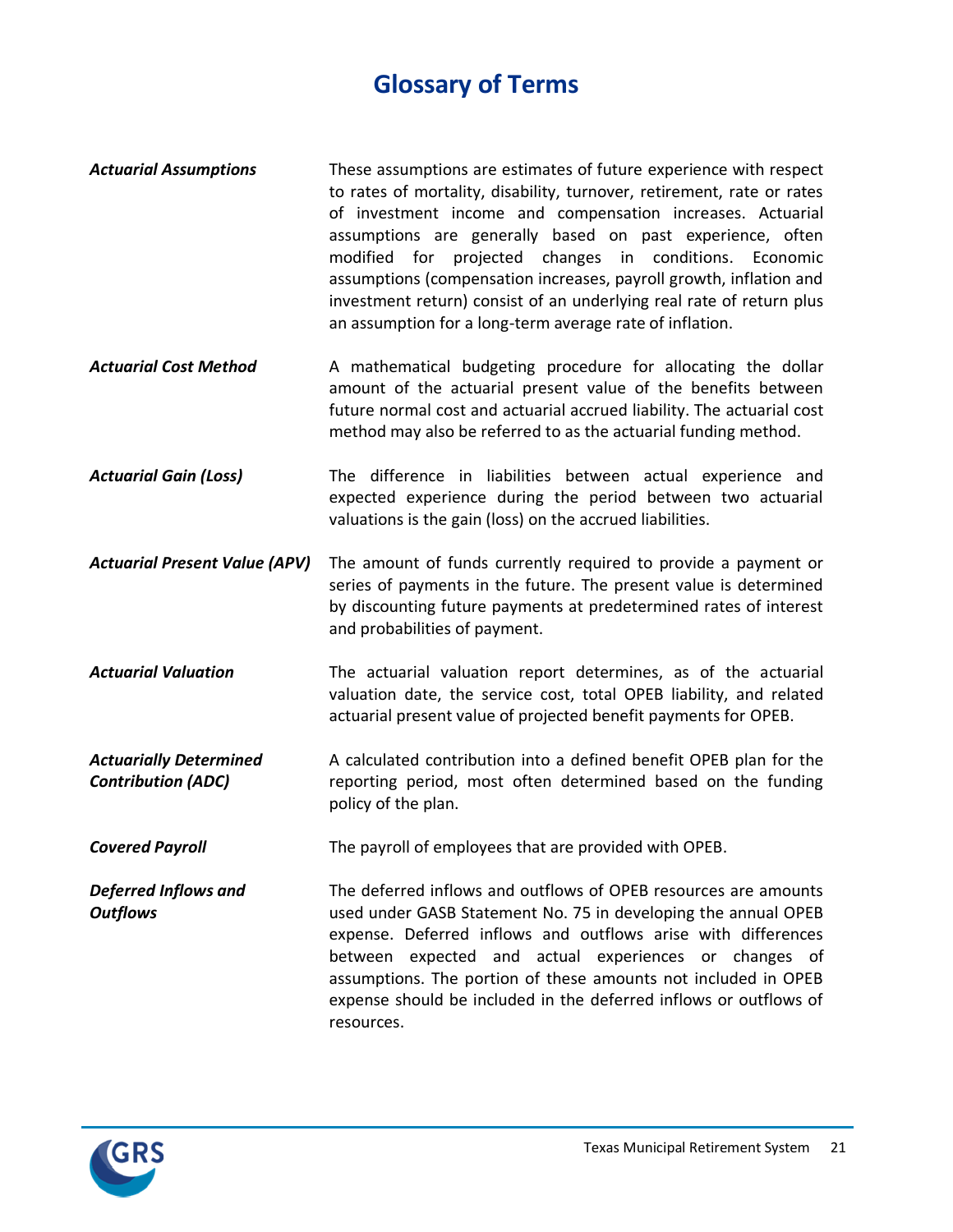# Glossary of Terms

| | |
|---|---|
| ***Actuarial Assumptions*** | These assumptions are estimates of future experience with respect to rates of mortality, disability, turnover, retirement, rate or rates of investment income and compensation increases. Actuarial assumptions are generally based on past experience, often modified for projected changes in conditions. Economic assumptions (compensation increases, payroll growth, inflation and investment return) consist of an underlying real rate of return plus an assumption for a long-term average rate of inflation. |
| ***Actuarial Cost Method*** | A mathematical budgeting procedure for allocating the dollar amount of the actuarial present value of the benefits between future normal cost and actuarial accrued liability. The actuarial cost method may also be referred to as the actuarial funding method. |
| ***Actuarial Gain (Loss)*** | The difference in liabilities between actual experience and expected experience during the period between two actuarial valuations is the gain (loss) on the accrued liabilities. |
| ***Actuarial Present Value (APV)*** | The amount of funds currently required to provide a payment or series of payments in the future. The present value is determined by discounting future payments at predetermined rates of interest and probabilities of payment. |
| ***Actuarial Valuation*** | The actuarial valuation report determines, as of the actuarial valuation date, the service cost, total OPEB liability, and related actuarial present value of projected benefit payments for OPEB. |
| ***Actuarially Determined Contribution (ADC)*** | A calculated contribution into a defined benefit OPEB plan for the reporting period, most often determined based on the funding policy of the plan. |
| ***Covered Payroll*** | The payroll of employees that are provided with OPEB. |
| ***Deferred Inflows and Outflows*** | The deferred inflows and outflows of OPEB resources are amounts used under GASB Statement No. 75 in developing the annual OPEB expense. Deferred inflows and outflows arise with differences between expected and actual experiences or changes of assumptions. The portion of these amounts not included in OPEB expense should be included in the deferred inflows or outflows of resources. |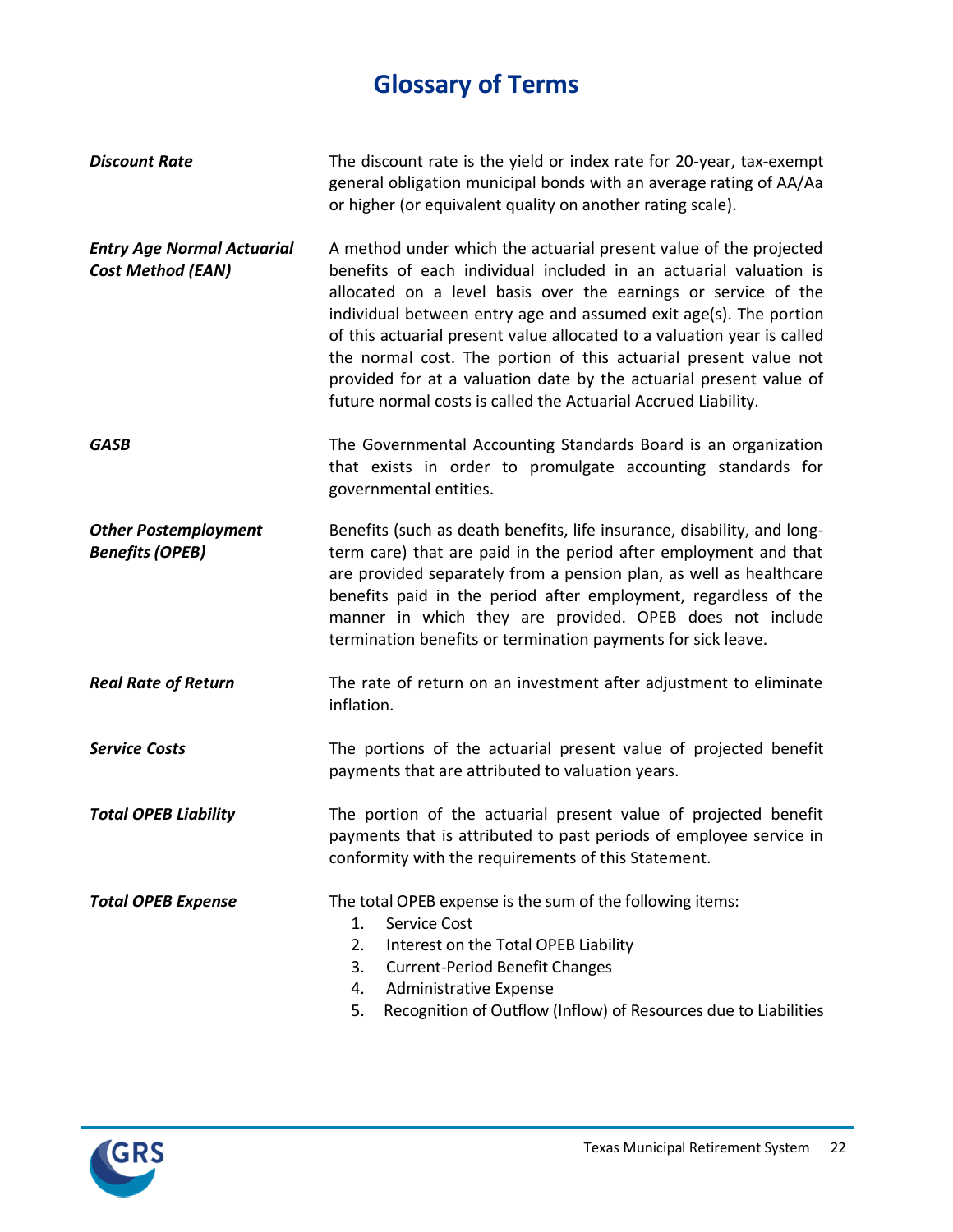# Glossary of Terms

| | |
|---|---|
| ***Discount Rate*** | The discount rate is the yield or index rate for 20-year, tax-exempt general obligation municipal bonds with an average rating of AA/Aa or higher (or equivalent quality on another rating scale). |
| ***Entry Age Normal Actuarial Cost Method (EAN)*** | A method under which the actuarial present value of the projected benefits of each individual included in an actuarial valuation is allocated on a level basis over the earnings or service of the individual between entry age and assumed exit age(s). The portion of this actuarial present value allocated to a valuation year is called the normal cost. The portion of this actuarial present value not provided for at a valuation date by the actuarial present value of future normal costs is called the Actuarial Accrued Liability. |
| ***GASB*** | The Governmental Accounting Standards Board is an organization that exists in order to promulgate accounting standards for governmental entities. |
| ***Other Postemployment Benefits (OPEB)*** | Benefits (such as death benefits, life insurance, disability, and long-term care) that are paid in the period after employment and that are provided separately from a pension plan, as well as healthcare benefits paid in the period after employment, regardless of the manner in which they are provided. OPEB does not include termination benefits or termination payments for sick leave. |
| ***Real Rate of Return*** | The rate of return on an investment after adjustment to eliminate inflation. |
| ***Service Costs*** | The portions of the actuarial present value of projected benefit payments that are attributed to valuation years. |
| ***Total OPEB Liability*** | The portion of the actuarial present value of projected benefit payments that is attributed to past periods of employee service in conformity with the requirements of this Statement. |
| ***Total OPEB Expense*** | The total OPEB expense is the sum of the following items:<br>1. Service Cost<br>2. Interest on the Total OPEB Liability<br>3. Current-Period Benefit Changes<br>4. Administrative Expense<br>5. Recognition of Outflow (Inflow) of Resources due to Liabilities |